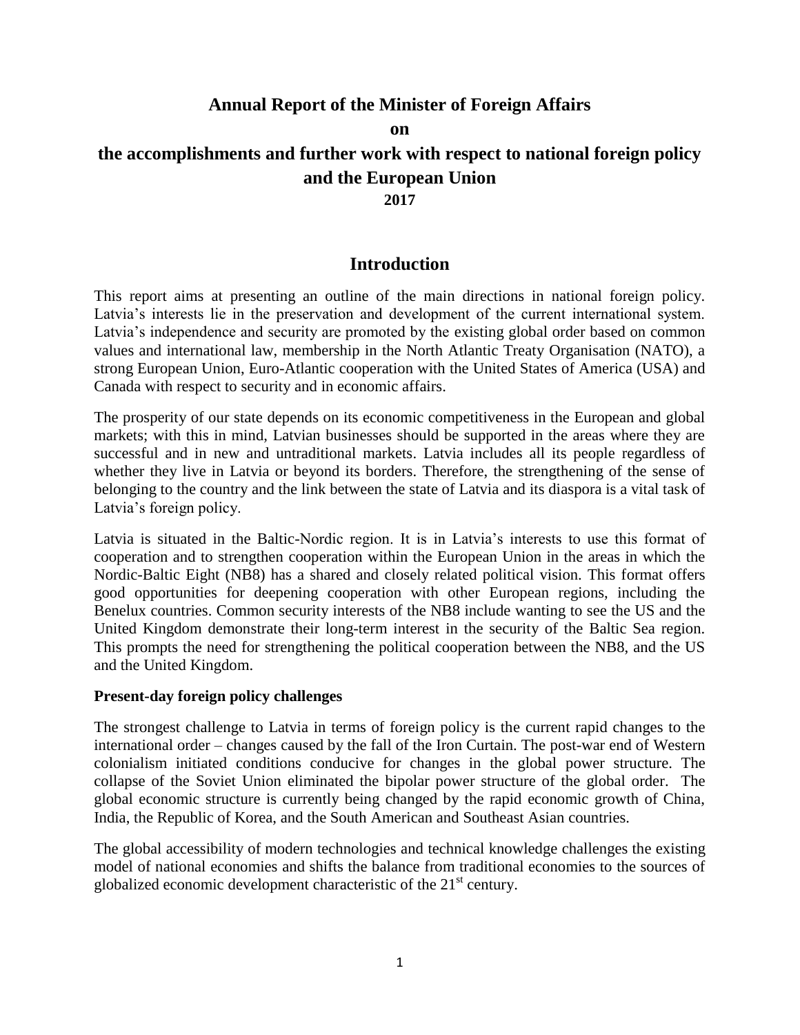# Annual Report of the Minister of Foreign Affairs

**on**

# the accomplishments and further work with respect to national foreign policy and the European Union

**2017**

## Introduction

This report aims at presenting an outline of the main directions in national foreign policy. Latvia's interests lie in the preservation and development of the current international system. Latvia's independence and security are promoted by the existing global order based on common values and international law, membership in the North Atlantic Treaty Organisation (NATO), a strong European Union, Euro-Atlantic cooperation with the United States of America (USA) and Canada with respect to security and in economic affairs.

The prosperity of our state depends on its economic competitiveness in the European and global markets; with this in mind, Latvian businesses should be supported in the areas where they are successful and in new and untraditional markets. Latvia includes all its people regardless of whether they live in Latvia or beyond its borders. Therefore, the strengthening of the sense of belonging to the country and the link between the state of Latvia and its diaspora is a vital task of Latvia's foreign policy.

Latvia is situated in the Baltic-Nordic region. It is in Latvia's interests to use this format of cooperation and to strengthen cooperation within the European Union in the areas in which the Nordic-Baltic Eight (NB8) has a shared and closely related political vision. This format offers good opportunities for deepening cooperation with other European regions, including the Benelux countries. Common security interests of the NB8 include wanting to see the US and the United Kingdom demonstrate their long-term interest in the security of the Baltic Sea region. This prompts the need for strengthening the political cooperation between the NB8, and the US and the United Kingdom.

**Present-day foreign policy challenges**

The strongest challenge to Latvia in terms of foreign policy is the current rapid changes to the international order – changes caused by the fall of the Iron Curtain. The post-war end of Western colonialism initiated conditions conducive for changes in the global power structure. The collapse of the Soviet Union eliminated the bipolar power structure of the global order. The global economic structure is currently being changed by the rapid economic growth of China, India, the Republic of Korea, and the South American and Southeast Asian countries.

The global accessibility of modern technologies and technical knowledge challenges the existing model of national economies and shifts the balance from traditional economies to the sources of globalized economic development characteristic of the 21st century.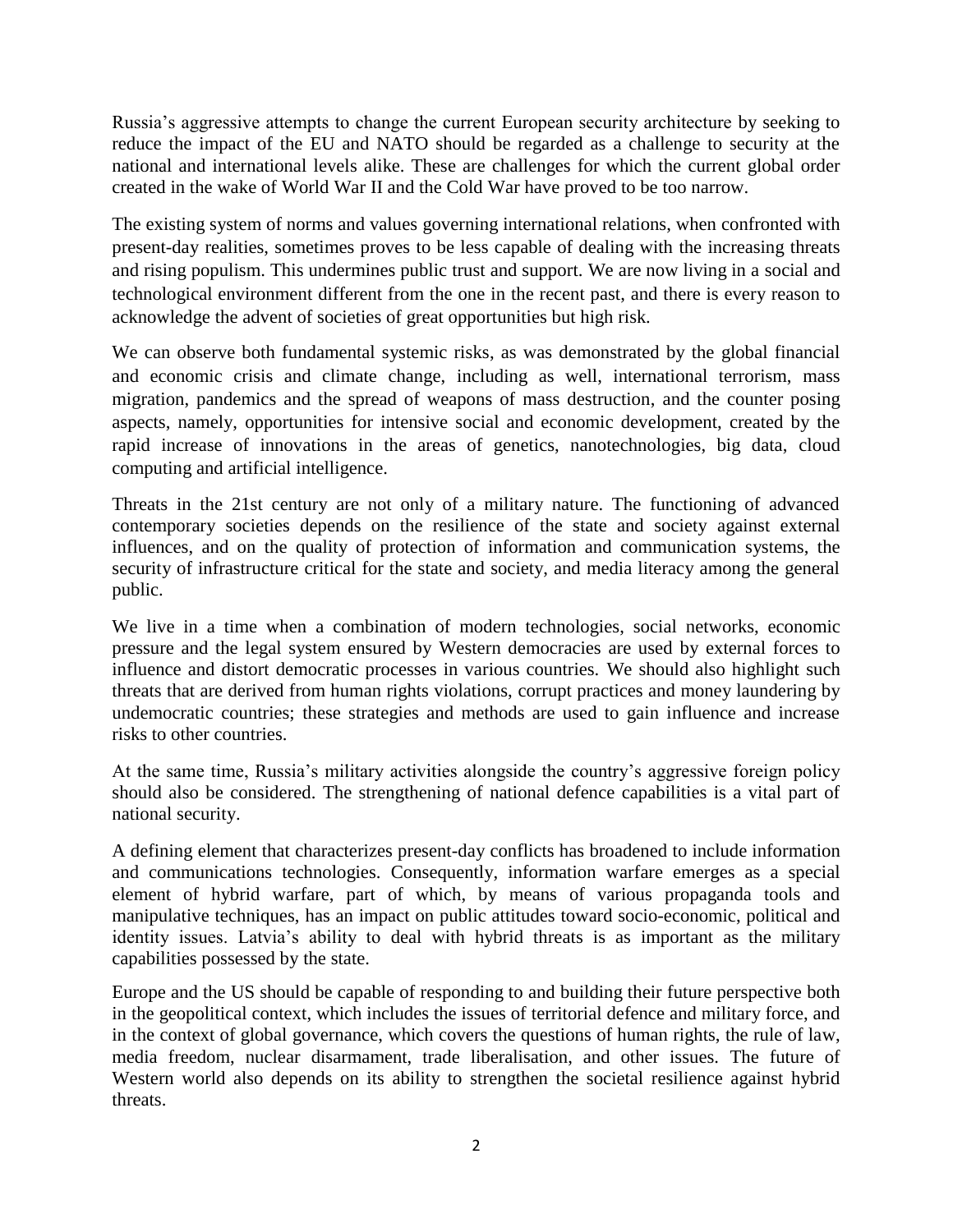Russia's aggressive attempts to change the current European security architecture by seeking to reduce the impact of the EU and NATO should be regarded as a challenge to security at the national and international levels alike. These are challenges for which the current global order created in the wake of World War II and the Cold War have proved to be too narrow.

The existing system of norms and values governing international relations, when confronted with present-day realities, sometimes proves to be less capable of dealing with the increasing threats and rising populism. This undermines public trust and support. We are now living in a social and technological environment different from the one in the recent past, and there is every reason to acknowledge the advent of societies of great opportunities but high risk.

We can observe both fundamental systemic risks, as was demonstrated by the global financial and economic crisis and climate change, including as well, international terrorism, mass migration, pandemics and the spread of weapons of mass destruction, and the counter posing aspects, namely, opportunities for intensive social and economic development, created by the rapid increase of innovations in the areas of genetics, nanotechnologies, big data, cloud computing and artificial intelligence.

Threats in the 21st century are not only of a military nature. The functioning of advanced contemporary societies depends on the resilience of the state and society against external influences, and on the quality of protection of information and communication systems, the security of infrastructure critical for the state and society, and media literacy among the general public.

We live in a time when a combination of modern technologies, social networks, economic pressure and the legal system ensured by Western democracies are used by external forces to influence and distort democratic processes in various countries. We should also highlight such threats that are derived from human rights violations, corrupt practices and money laundering by undemocratic countries; these strategies and methods are used to gain influence and increase risks to other countries.

At the same time, Russia's military activities alongside the country's aggressive foreign policy should also be considered. The strengthening of national defence capabilities is a vital part of national security.

A defining element that characterizes present-day conflicts has broadened to include information and communications technologies. Consequently, information warfare emerges as a special element of hybrid warfare, part of which, by means of various propaganda tools and manipulative techniques, has an impact on public attitudes toward socio-economic, political and identity issues. Latvia's ability to deal with hybrid threats is as important as the military capabilities possessed by the state.

Europe and the US should be capable of responding to and building their future perspective both in the geopolitical context, which includes the issues of territorial defence and military force, and in the context of global governance, which covers the questions of human rights, the rule of law, media freedom, nuclear disarmament, trade liberalisation, and other issues. The future of Western world also depends on its ability to strengthen the societal resilience against hybrid threats.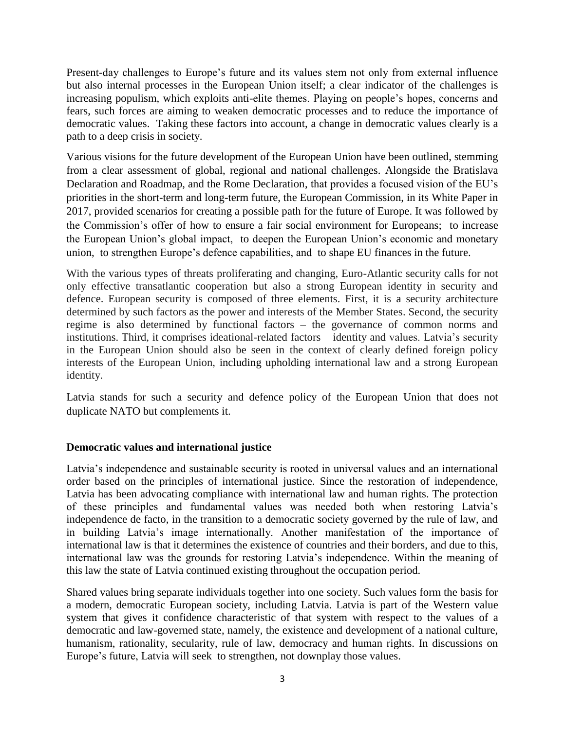Present-day challenges to Europe's future and its values stem not only from external influence but also internal processes in the European Union itself; a clear indicator of the challenges is increasing populism, which exploits anti-elite themes. Playing on people's hopes, concerns and fears, such forces are aiming to weaken democratic processes and to reduce the importance of democratic values. Taking these factors into account, a change in democratic values clearly is a path to a deep crisis in society.

Various visions for the future development of the European Union have been outlined, stemming from a clear assessment of global, regional and national challenges. Alongside the Bratislava Declaration and Roadmap, and the Rome Declaration, that provides a focused vision of the EU's priorities in the short-term and long-term future, the European Commission, in its White Paper in 2017, provided scenarios for creating a possible path for the future of Europe. It was followed by the Commission's offer of how to ensure a fair social environment for Europeans; to increase the European Union's global impact, to deepen the European Union's economic and monetary union, to strengthen Europe's defence capabilities, and to shape EU finances in the future.

With the various types of threats proliferating and changing, Euro-Atlantic security calls for not only effective transatlantic cooperation but also a strong European identity in security and defence. European security is composed of three elements. First, it is a security architecture determined by such factors as the power and interests of the Member States. Second, the security regime is also determined by functional factors – the governance of common norms and institutions. Third, it comprises ideational-related factors – identity and values. Latvia's security in the European Union should also be seen in the context of clearly defined foreign policy interests of the European Union, including upholding international law and a strong European identity.

Latvia stands for such a security and defence policy of the European Union that does not duplicate NATO but complements it.

**Democratic values and international justice**

Latvia's independence and sustainable security is rooted in universal values and an international order based on the principles of international justice. Since the restoration of independence, Latvia has been advocating compliance with international law and human rights. The protection of these principles and fundamental values was needed both when restoring Latvia's independence de facto, in the transition to a democratic society governed by the rule of law, and in building Latvia's image internationally. Another manifestation of the importance of international law is that it determines the existence of countries and their borders, and due to this, international law was the grounds for restoring Latvia's independence. Within the meaning of this law the state of Latvia continued existing throughout the occupation period.

Shared values bring separate individuals together into one society. Such values form the basis for a modern, democratic European society, including Latvia. Latvia is part of the Western value system that gives it confidence characteristic of that system with respect to the values of a democratic and law-governed state, namely, the existence and development of a national culture, humanism, rationality, secularity, rule of law, democracy and human rights. In discussions on Europe's future, Latvia will seek to strengthen, not downplay those values.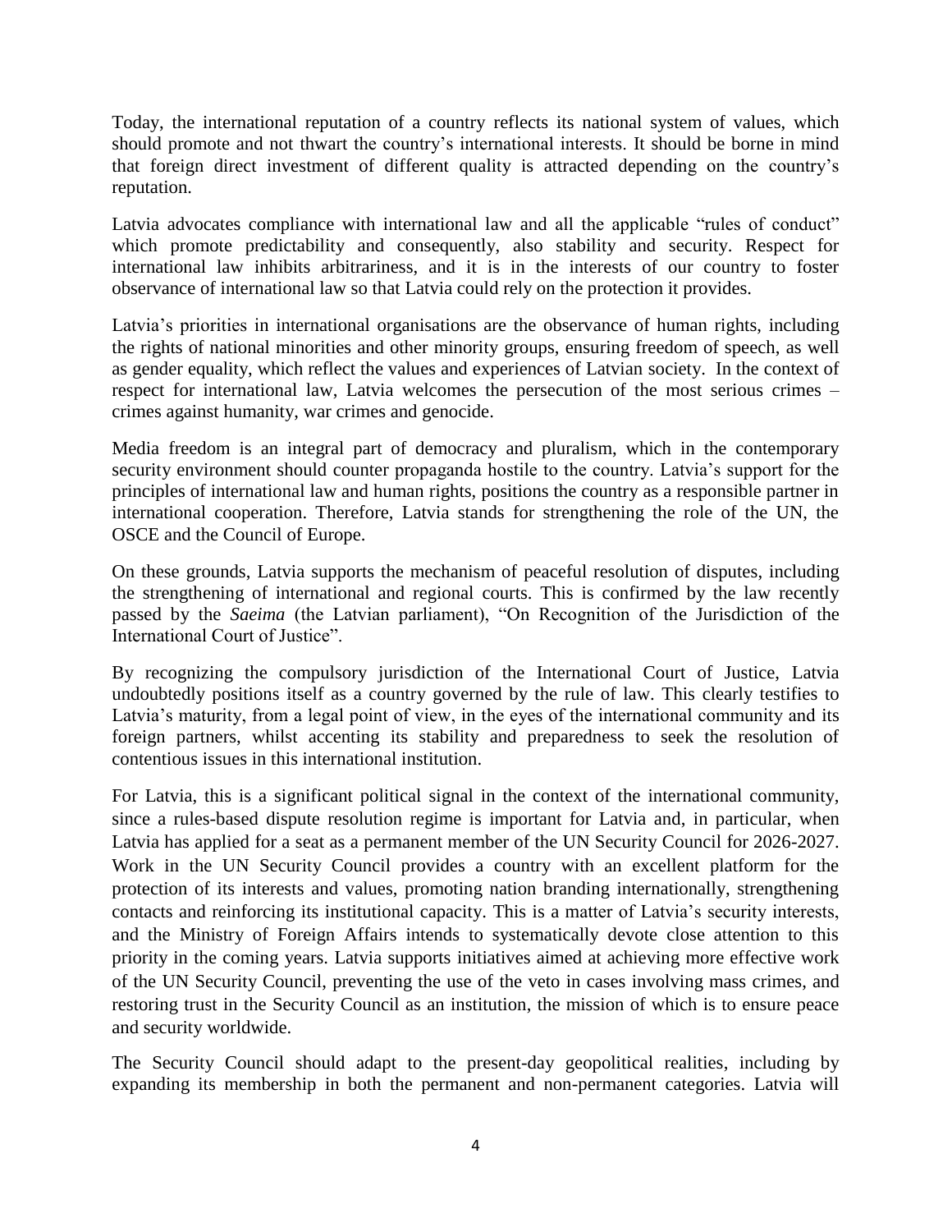Today, the international reputation of a country reflects its national system of values, which should promote and not thwart the country's international interests. It should be borne in mind that foreign direct investment of different quality is attracted depending on the country's reputation.

Latvia advocates compliance with international law and all the applicable "rules of conduct" which promote predictability and consequently, also stability and security. Respect for international law inhibits arbitrariness, and it is in the interests of our country to foster observance of international law so that Latvia could rely on the protection it provides.

Latvia's priorities in international organisations are the observance of human rights, including the rights of national minorities and other minority groups, ensuring freedom of speech, as well as gender equality, which reflect the values and experiences of Latvian society. In the context of respect for international law, Latvia welcomes the persecution of the most serious crimes – crimes against humanity, war crimes and genocide.

Media freedom is an integral part of democracy and pluralism, which in the contemporary security environment should counter propaganda hostile to the country. Latvia's support for the principles of international law and human rights, positions the country as a responsible partner in international cooperation. Therefore, Latvia stands for strengthening the role of the UN, the OSCE and the Council of Europe.

On these grounds, Latvia supports the mechanism of peaceful resolution of disputes, including the strengthening of international and regional courts. This is confirmed by the law recently passed by the *Saeima* (the Latvian parliament), "On Recognition of the Jurisdiction of the International Court of Justice".

By recognizing the compulsory jurisdiction of the International Court of Justice, Latvia undoubtedly positions itself as a country governed by the rule of law. This clearly testifies to Latvia's maturity, from a legal point of view, in the eyes of the international community and its foreign partners, whilst accenting its stability and preparedness to seek the resolution of contentious issues in this international institution.

For Latvia, this is a significant political signal in the context of the international community, since a rules-based dispute resolution regime is important for Latvia and, in particular, when Latvia has applied for a seat as a permanent member of the UN Security Council for 2026-2027. Work in the UN Security Council provides a country with an excellent platform for the protection of its interests and values, promoting nation branding internationally, strengthening contacts and reinforcing its institutional capacity. This is a matter of Latvia's security interests, and the Ministry of Foreign Affairs intends to systematically devote close attention to this priority in the coming years. Latvia supports initiatives aimed at achieving more effective work of the UN Security Council, preventing the use of the veto in cases involving mass crimes, and restoring trust in the Security Council as an institution, the mission of which is to ensure peace and security worldwide.

The Security Council should adapt to the present-day geopolitical realities, including by expanding its membership in both the permanent and non-permanent categories. Latvia will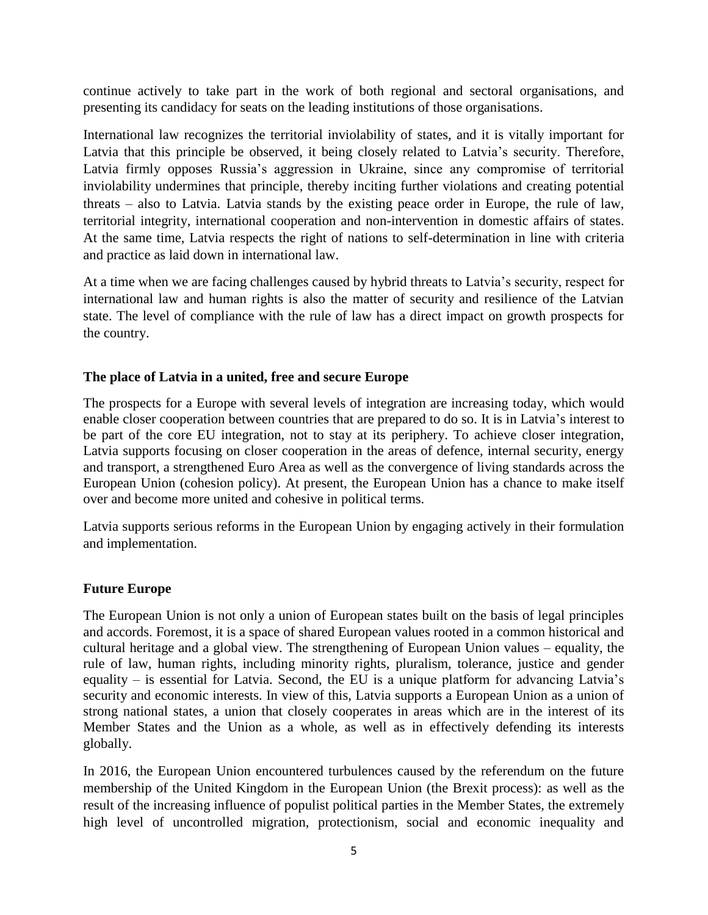continue actively to take part in the work of both regional and sectoral organisations, and presenting its candidacy for seats on the leading institutions of those organisations.

International law recognizes the territorial inviolability of states, and it is vitally important for Latvia that this principle be observed, it being closely related to Latvia's security. Therefore, Latvia firmly opposes Russia's aggression in Ukraine, since any compromise of territorial inviolability undermines that principle, thereby inciting further violations and creating potential threats – also to Latvia. Latvia stands by the existing peace order in Europe, the rule of law, territorial integrity, international cooperation and non-intervention in domestic affairs of states. At the same time, Latvia respects the right of nations to self-determination in line with criteria and practice as laid down in international law.

At a time when we are facing challenges caused by hybrid threats to Latvia's security, respect for international law and human rights is also the matter of security and resilience of the Latvian state. The level of compliance with the rule of law has a direct impact on growth prospects for the country.

### The place of Latvia in a united, free and secure Europe

The prospects for a Europe with several levels of integration are increasing today, which would enable closer cooperation between countries that are prepared to do so. It is in Latvia's interest to be part of the core EU integration, not to stay at its periphery. To achieve closer integration, Latvia supports focusing on closer cooperation in the areas of defence, internal security, energy and transport, a strengthened Euro Area as well as the convergence of living standards across the European Union (cohesion policy). At present, the European Union has a chance to make itself over and become more united and cohesive in political terms.

Latvia supports serious reforms in the European Union by engaging actively in their formulation and implementation.

### Future Europe

The European Union is not only a union of European states built on the basis of legal principles and accords. Foremost, it is a space of shared European values rooted in a common historical and cultural heritage and a global view. The strengthening of European Union values – equality, the rule of law, human rights, including minority rights, pluralism, tolerance, justice and gender equality – is essential for Latvia. Second, the EU is a unique platform for advancing Latvia's security and economic interests. In view of this, Latvia supports a European Union as a union of strong national states, a union that closely cooperates in areas which are in the interest of its Member States and the Union as a whole, as well as in effectively defending its interests globally.

In 2016, the European Union encountered turbulences caused by the referendum on the future membership of the United Kingdom in the European Union (the Brexit process): as well as the result of the increasing influence of populist political parties in the Member States, the extremely high level of uncontrolled migration, protectionism, social and economic inequality and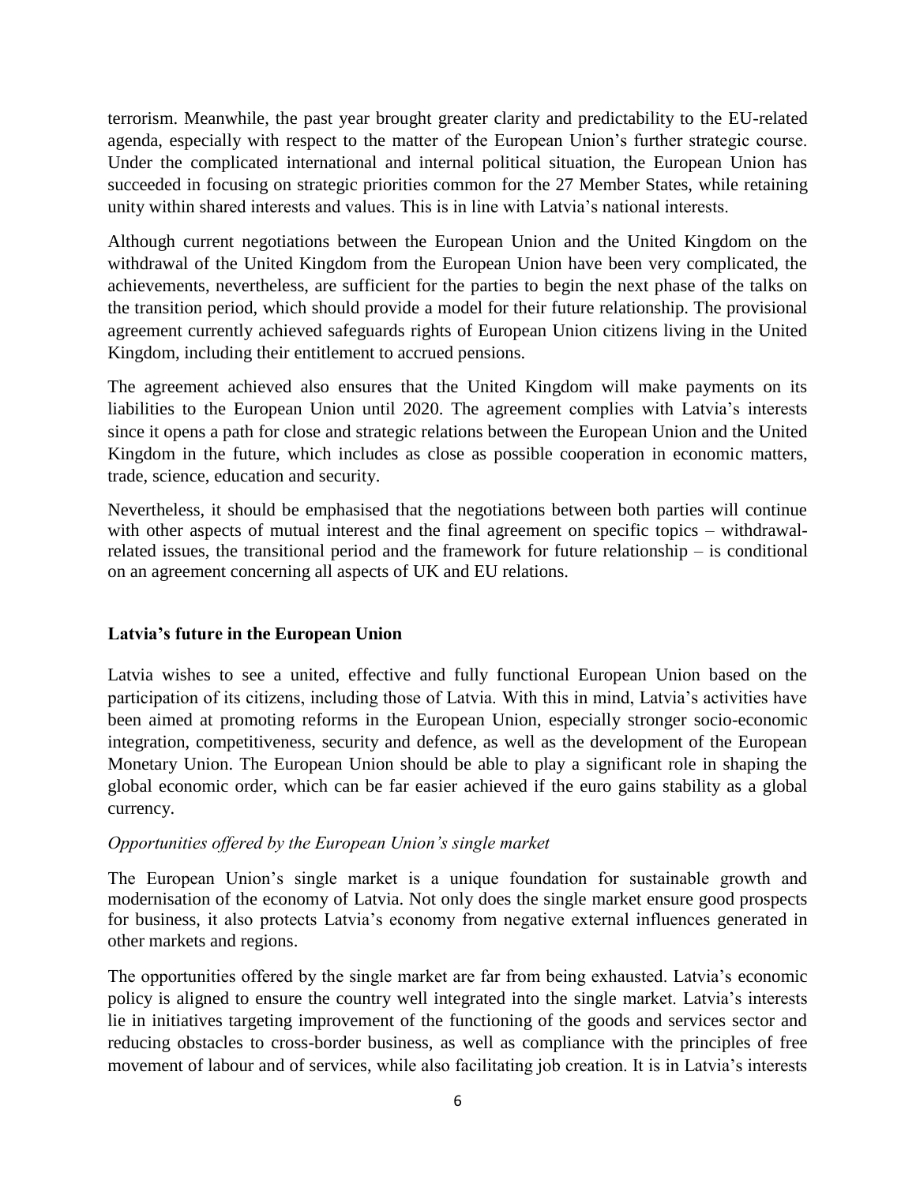terrorism. Meanwhile, the past year brought greater clarity and predictability to the EU-related agenda, especially with respect to the matter of the European Union's further strategic course. Under the complicated international and internal political situation, the European Union has succeeded in focusing on strategic priorities common for the 27 Member States, while retaining unity within shared interests and values. This is in line with Latvia's national interests.

Although current negotiations between the European Union and the United Kingdom on the withdrawal of the United Kingdom from the European Union have been very complicated, the achievements, nevertheless, are sufficient for the parties to begin the next phase of the talks on the transition period, which should provide a model for their future relationship. The provisional agreement currently achieved safeguards rights of European Union citizens living in the United Kingdom, including their entitlement to accrued pensions.

The agreement achieved also ensures that the United Kingdom will make payments on its liabilities to the European Union until 2020. The agreement complies with Latvia's interests since it opens a path for close and strategic relations between the European Union and the United Kingdom in the future, which includes as close as possible cooperation in economic matters, trade, science, education and security.

Nevertheless, it should be emphasised that the negotiations between both parties will continue with other aspects of mutual interest and the final agreement on specific topics – withdrawal-related issues, the transitional period and the framework for future relationship – is conditional on an agreement concerning all aspects of UK and EU relations.

## Latvia's future in the European Union

Latvia wishes to see a united, effective and fully functional European Union based on the participation of its citizens, including those of Latvia. With this in mind, Latvia's activities have been aimed at promoting reforms in the European Union, especially stronger socio-economic integration, competitiveness, security and defence, as well as the development of the European Monetary Union. The European Union should be able to play a significant role in shaping the global economic order, which can be far easier achieved if the euro gains stability as a global currency.

*Opportunities offered by the European Union's single market*

The European Union's single market is a unique foundation for sustainable growth and modernisation of the economy of Latvia. Not only does the single market ensure good prospects for business, it also protects Latvia's economy from negative external influences generated in other markets and regions.

The opportunities offered by the single market are far from being exhausted. Latvia's economic policy is aligned to ensure the country well integrated into the single market. Latvia's interests lie in initiatives targeting improvement of the functioning of the goods and services sector and reducing obstacles to cross-border business, as well as compliance with the principles of free movement of labour and of services, while also facilitating job creation. It is in Latvia's interests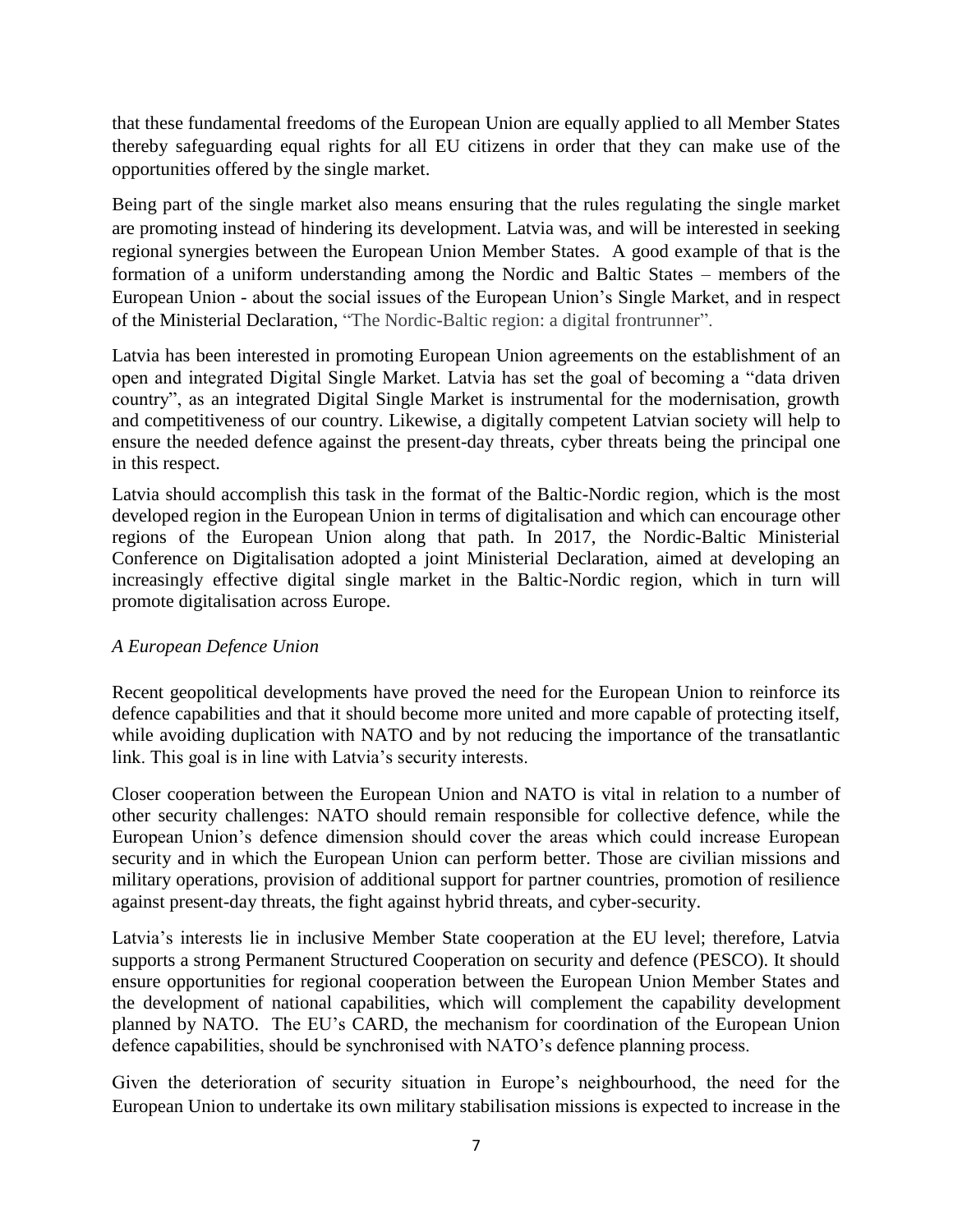that these fundamental freedoms of the European Union are equally applied to all Member States thereby safeguarding equal rights for all EU citizens in order that they can make use of the opportunities offered by the single market.

Being part of the single market also means ensuring that the rules regulating the single market are promoting instead of hindering its development. Latvia was, and will be interested in seeking regional synergies between the European Union Member States. A good example of that is the formation of a uniform understanding among the Nordic and Baltic States – members of the European Union - about the social issues of the European Union's Single Market, and in respect of the Ministerial Declaration, "The Nordic-Baltic region: a digital frontrunner".

Latvia has been interested in promoting European Union agreements on the establishment of an open and integrated Digital Single Market. Latvia has set the goal of becoming a "data driven country", as an integrated Digital Single Market is instrumental for the modernisation, growth and competitiveness of our country. Likewise, a digitally competent Latvian society will help to ensure the needed defence against the present-day threats, cyber threats being the principal one in this respect.

Latvia should accomplish this task in the format of the Baltic-Nordic region, which is the most developed region in the European Union in terms of digitalisation and which can encourage other regions of the European Union along that path. In 2017, the Nordic-Baltic Ministerial Conference on Digitalisation adopted a joint Ministerial Declaration, aimed at developing an increasingly effective digital single market in the Baltic-Nordic region, which in turn will promote digitalisation across Europe.

*A European Defence Union*

Recent geopolitical developments have proved the need for the European Union to reinforce its defence capabilities and that it should become more united and more capable of protecting itself, while avoiding duplication with NATO and by not reducing the importance of the transatlantic link. This goal is in line with Latvia's security interests.

Closer cooperation between the European Union and NATO is vital in relation to a number of other security challenges: NATO should remain responsible for collective defence, while the European Union's defence dimension should cover the areas which could increase European security and in which the European Union can perform better. Those are civilian missions and military operations, provision of additional support for partner countries, promotion of resilience against present-day threats, the fight against hybrid threats, and cyber-security.

Latvia's interests lie in inclusive Member State cooperation at the EU level; therefore, Latvia supports a strong Permanent Structured Cooperation on security and defence (PESCO). It should ensure opportunities for regional cooperation between the European Union Member States and the development of national capabilities, which will complement the capability development planned by NATO. The EU's CARD, the mechanism for coordination of the European Union defence capabilities, should be synchronised with NATO's defence planning process.

Given the deterioration of security situation in Europe's neighbourhood, the need for the European Union to undertake its own military stabilisation missions is expected to increase in the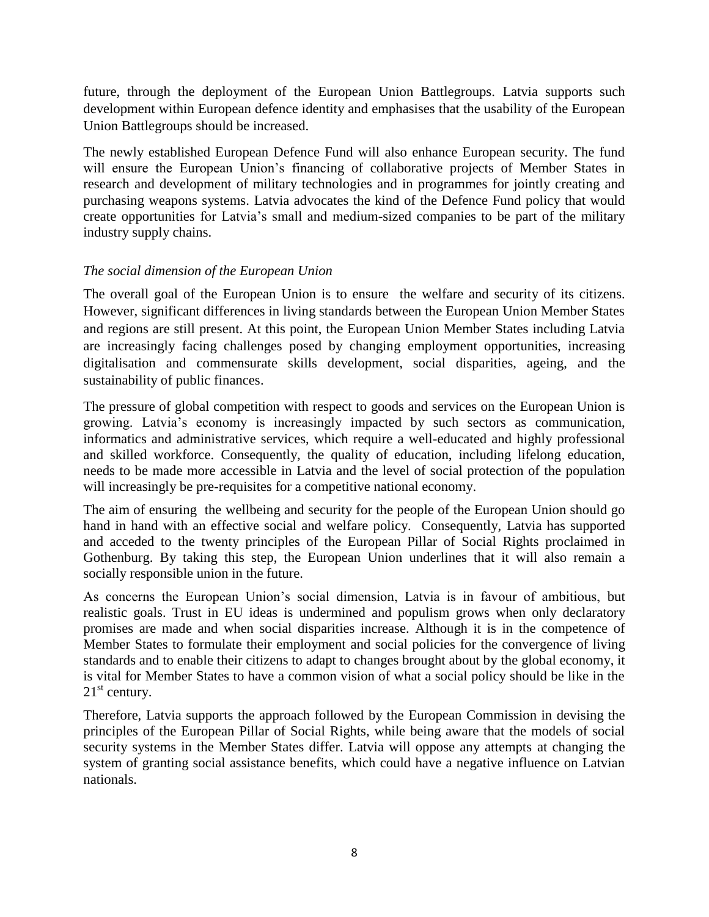future, through the deployment of the European Union Battlegroups. Latvia supports such development within European defence identity and emphasises that the usability of the European Union Battlegroups should be increased.

The newly established European Defence Fund will also enhance European security. The fund will ensure the European Union's financing of collaborative projects of Member States in research and development of military technologies and in programmes for jointly creating and purchasing weapons systems. Latvia advocates the kind of the Defence Fund policy that would create opportunities for Latvia's small and medium-sized companies to be part of the military industry supply chains.

### *The social dimension of the European Union*

The overall goal of the European Union is to ensure the welfare and security of its citizens. However, significant differences in living standards between the European Union Member States and regions are still present. At this point, the European Union Member States including Latvia are increasingly facing challenges posed by changing employment opportunities, increasing digitalisation and commensurate skills development, social disparities, ageing, and the sustainability of public finances.

The pressure of global competition with respect to goods and services on the European Union is growing. Latvia's economy is increasingly impacted by such sectors as communication, informatics and administrative services, which require a well-educated and highly professional and skilled workforce. Consequently, the quality of education, including lifelong education, needs to be made more accessible in Latvia and the level of social protection of the population will increasingly be pre-requisites for a competitive national economy.

The aim of ensuring the wellbeing and security for the people of the European Union should go hand in hand with an effective social and welfare policy. Consequently, Latvia has supported and acceded to the twenty principles of the European Pillar of Social Rights proclaimed in Gothenburg. By taking this step, the European Union underlines that it will also remain a socially responsible union in the future.

As concerns the European Union's social dimension, Latvia is in favour of ambitious, but realistic goals. Trust in EU ideas is undermined and populism grows when only declaratory promises are made and when social disparities increase. Although it is in the competence of Member States to formulate their employment and social policies for the convergence of living standards and to enable their citizens to adapt to changes brought about by the global economy, it is vital for Member States to have a common vision of what a social policy should be like in the 21st century.

Therefore, Latvia supports the approach followed by the European Commission in devising the principles of the European Pillar of Social Rights, while being aware that the models of social security systems in the Member States differ. Latvia will oppose any attempts at changing the system of granting social assistance benefits, which could have a negative influence on Latvian nationals.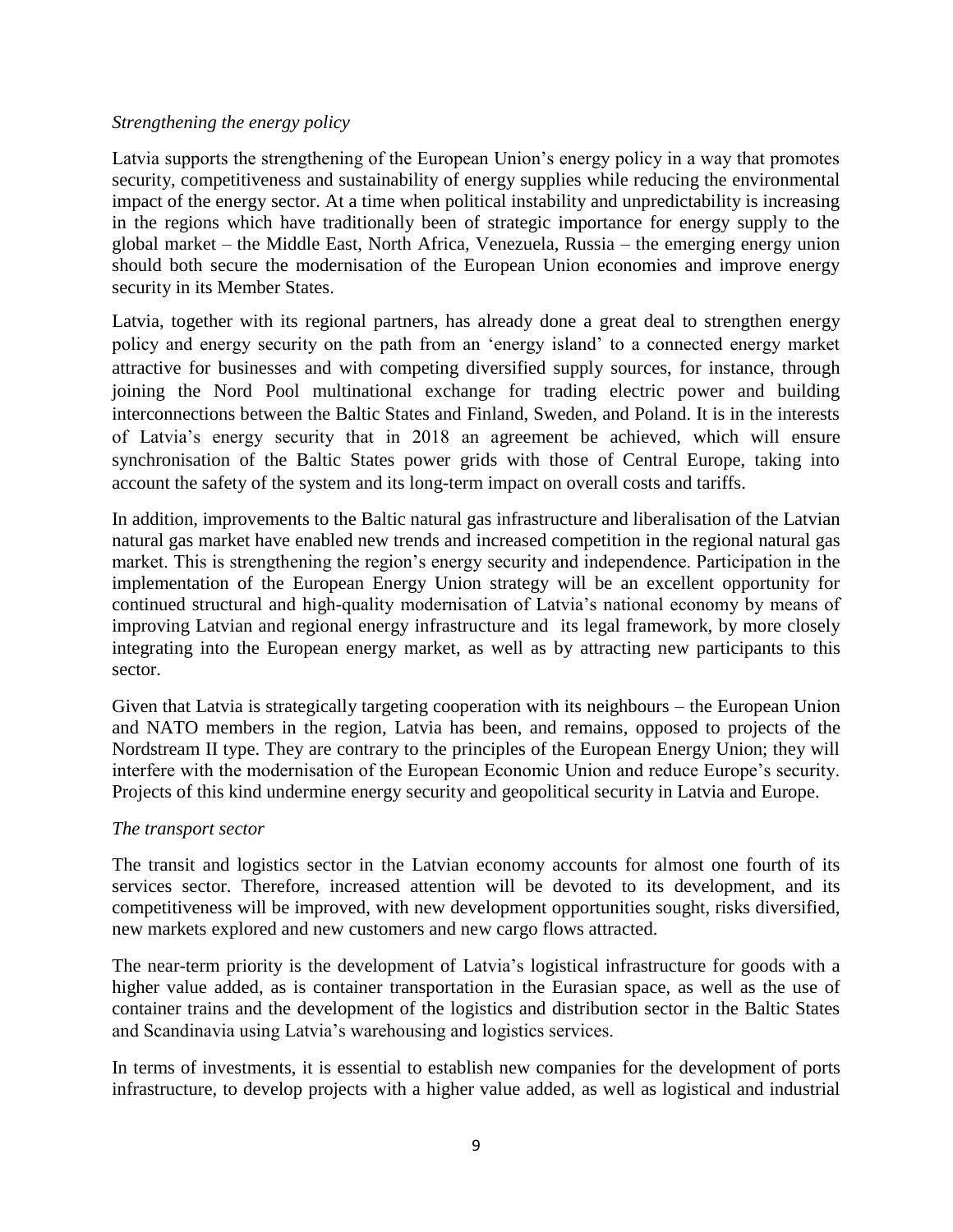*Strengthening the energy policy*

Latvia supports the strengthening of the European Union's energy policy in a way that promotes security, competitiveness and sustainability of energy supplies while reducing the environmental impact of the energy sector. At a time when political instability and unpredictability is increasing in the regions which have traditionally been of strategic importance for energy supply to the global market – the Middle East, North Africa, Venezuela, Russia – the emerging energy union should both secure the modernisation of the European Union economies and improve energy security in its Member States.

Latvia, together with its regional partners, has already done a great deal to strengthen energy policy and energy security on the path from an 'energy island' to a connected energy market attractive for businesses and with competing diversified supply sources, for instance, through joining the Nord Pool multinational exchange for trading electric power and building interconnections between the Baltic States and Finland, Sweden, and Poland. It is in the interests of Latvia's energy security that in 2018 an agreement be achieved, which will ensure synchronisation of the Baltic States power grids with those of Central Europe, taking into account the safety of the system and its long-term impact on overall costs and tariffs.

In addition, improvements to the Baltic natural gas infrastructure and liberalisation of the Latvian natural gas market have enabled new trends and increased competition in the regional natural gas market. This is strengthening the region's energy security and independence. Participation in the implementation of the European Energy Union strategy will be an excellent opportunity for continued structural and high-quality modernisation of Latvia's national economy by means of improving Latvian and regional energy infrastructure and its legal framework, by more closely integrating into the European energy market, as well as by attracting new participants to this sector.

Given that Latvia is strategically targeting cooperation with its neighbours – the European Union and NATO members in the region, Latvia has been, and remains, opposed to projects of the Nordstream II type. They are contrary to the principles of the European Energy Union; they will interfere with the modernisation of the European Economic Union and reduce Europe's security. Projects of this kind undermine energy security and geopolitical security in Latvia and Europe.

*The transport sector*

The transit and logistics sector in the Latvian economy accounts for almost one fourth of its services sector. Therefore, increased attention will be devoted to its development, and its competitiveness will be improved, with new development opportunities sought, risks diversified, new markets explored and new customers and new cargo flows attracted.

The near-term priority is the development of Latvia's logistical infrastructure for goods with a higher value added, as is container transportation in the Eurasian space, as well as the use of container trains and the development of the logistics and distribution sector in the Baltic States and Scandinavia using Latvia's warehousing and logistics services.

In terms of investments, it is essential to establish new companies for the development of ports infrastructure, to develop projects with a higher value added, as well as logistical and industrial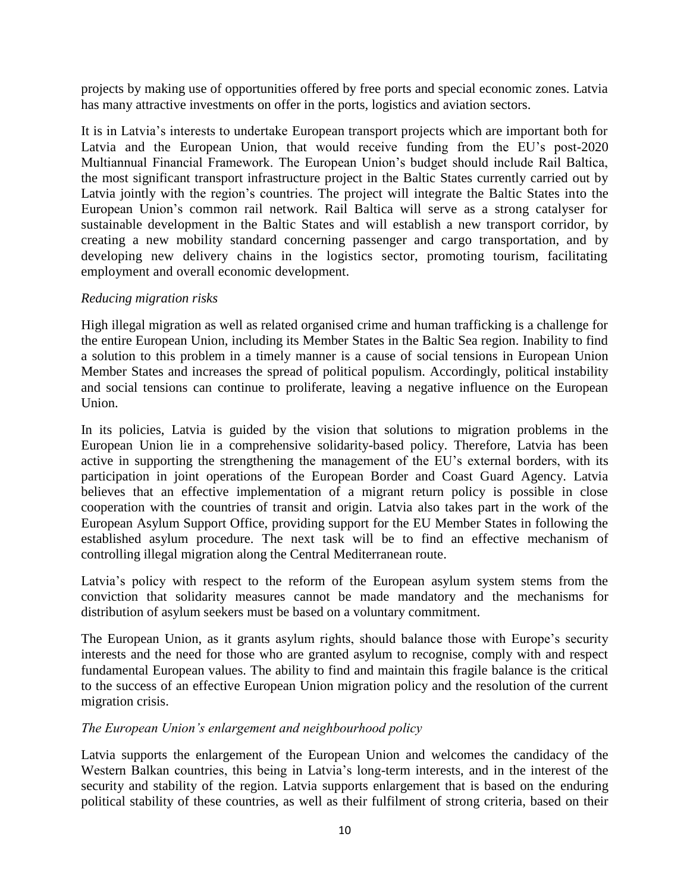projects by making use of opportunities offered by free ports and special economic zones. Latvia has many attractive investments on offer in the ports, logistics and aviation sectors.

It is in Latvia's interests to undertake European transport projects which are important both for Latvia and the European Union, that would receive funding from the EU's post-2020 Multiannual Financial Framework. The European Union's budget should include Rail Baltica, the most significant transport infrastructure project in the Baltic States currently carried out by Latvia jointly with the region's countries. The project will integrate the Baltic States into the European Union's common rail network. Rail Baltica will serve as a strong catalyser for sustainable development in the Baltic States and will establish a new transport corridor, by creating a new mobility standard concerning passenger and cargo transportation, and by developing new delivery chains in the logistics sector, promoting tourism, facilitating employment and overall economic development.

*Reducing migration risks*

High illegal migration as well as related organised crime and human trafficking is a challenge for the entire European Union, including its Member States in the Baltic Sea region. Inability to find a solution to this problem in a timely manner is a cause of social tensions in European Union Member States and increases the spread of political populism. Accordingly, political instability and social tensions can continue to proliferate, leaving a negative influence on the European Union.

In its policies, Latvia is guided by the vision that solutions to migration problems in the European Union lie in a comprehensive solidarity-based policy. Therefore, Latvia has been active in supporting the strengthening the management of the EU's external borders, with its participation in joint operations of the European Border and Coast Guard Agency. Latvia believes that an effective implementation of a migrant return policy is possible in close cooperation with the countries of transit and origin. Latvia also takes part in the work of the European Asylum Support Office, providing support for the EU Member States in following the established asylum procedure. The next task will be to find an effective mechanism of controlling illegal migration along the Central Mediterranean route.

Latvia's policy with respect to the reform of the European asylum system stems from the conviction that solidarity measures cannot be made mandatory and the mechanisms for distribution of asylum seekers must be based on a voluntary commitment.

The European Union, as it grants asylum rights, should balance those with Europe's security interests and the need for those who are granted asylum to recognise, comply with and respect fundamental European values. The ability to find and maintain this fragile balance is the critical to the success of an effective European Union migration policy and the resolution of the current migration crisis.

*The European Union's enlargement and neighbourhood policy*

Latvia supports the enlargement of the European Union and welcomes the candidacy of the Western Balkan countries, this being in Latvia's long-term interests, and in the interest of the security and stability of the region. Latvia supports enlargement that is based on the enduring political stability of these countries, as well as their fulfilment of strong criteria, based on their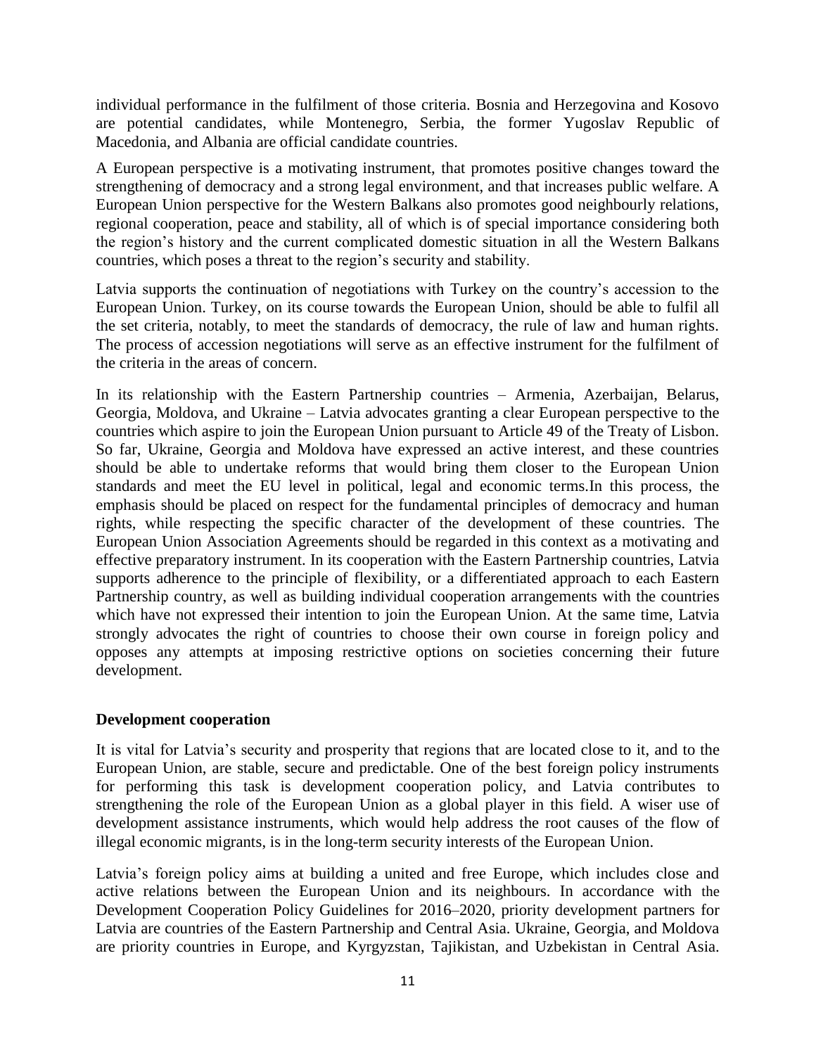individual performance in the fulfilment of those criteria. Bosnia and Herzegovina and Kosovo are potential candidates, while Montenegro, Serbia, the former Yugoslav Republic of Macedonia, and Albania are official candidate countries.

A European perspective is a motivating instrument, that promotes positive changes toward the strengthening of democracy and a strong legal environment, and that increases public welfare. A European Union perspective for the Western Balkans also promotes good neighbourly relations, regional cooperation, peace and stability, all of which is of special importance considering both the region's history and the current complicated domestic situation in all the Western Balkans countries, which poses a threat to the region's security and stability.

Latvia supports the continuation of negotiations with Turkey on the country's accession to the European Union. Turkey, on its course towards the European Union, should be able to fulfil all the set criteria, notably, to meet the standards of democracy, the rule of law and human rights. The process of accession negotiations will serve as an effective instrument for the fulfilment of the criteria in the areas of concern.

In its relationship with the Eastern Partnership countries – Armenia, Azerbaijan, Belarus, Georgia, Moldova, and Ukraine – Latvia advocates granting a clear European perspective to the countries which aspire to join the European Union pursuant to Article 49 of the Treaty of Lisbon. So far, Ukraine, Georgia and Moldova have expressed an active interest, and these countries should be able to undertake reforms that would bring them closer to the European Union standards and meet the EU level in political, legal and economic terms.In this process, the emphasis should be placed on respect for the fundamental principles of democracy and human rights, while respecting the specific character of the development of these countries. The European Union Association Agreements should be regarded in this context as a motivating and effective preparatory instrument. In its cooperation with the Eastern Partnership countries, Latvia supports adherence to the principle of flexibility, or a differentiated approach to each Eastern Partnership country, as well as building individual cooperation arrangements with the countries which have not expressed their intention to join the European Union. At the same time, Latvia strongly advocates the right of countries to choose their own course in foreign policy and opposes any attempts at imposing restrictive options on societies concerning their future development.

**Development cooperation**

It is vital for Latvia's security and prosperity that regions that are located close to it, and to the European Union, are stable, secure and predictable. One of the best foreign policy instruments for performing this task is development cooperation policy, and Latvia contributes to strengthening the role of the European Union as a global player in this field. A wiser use of development assistance instruments, which would help address the root causes of the flow of illegal economic migrants, is in the long-term security interests of the European Union.

Latvia's foreign policy aims at building a united and free Europe, which includes close and active relations between the European Union and its neighbours. In accordance with the Development Cooperation Policy Guidelines for 2016–2020, priority development partners for Latvia are countries of the Eastern Partnership and Central Asia. Ukraine, Georgia, and Moldova are priority countries in Europe, and Kyrgyzstan, Tajikistan, and Uzbekistan in Central Asia.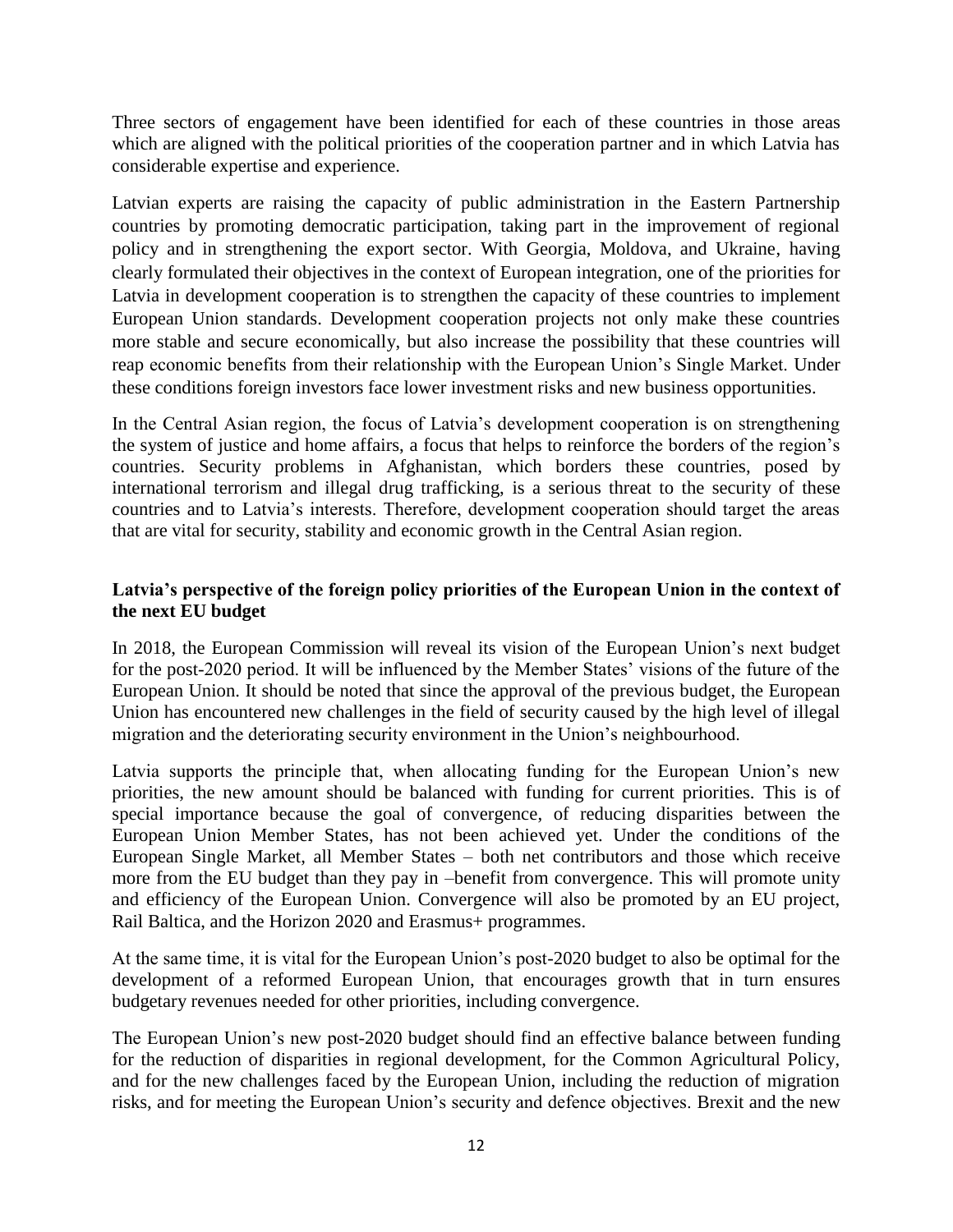Three sectors of engagement have been identified for each of these countries in those areas which are aligned with the political priorities of the cooperation partner and in which Latvia has considerable expertise and experience.

Latvian experts are raising the capacity of public administration in the Eastern Partnership countries by promoting democratic participation, taking part in the improvement of regional policy and in strengthening the export sector. With Georgia, Moldova, and Ukraine, having clearly formulated their objectives in the context of European integration, one of the priorities for Latvia in development cooperation is to strengthen the capacity of these countries to implement European Union standards. Development cooperation projects not only make these countries more stable and secure economically, but also increase the possibility that these countries will reap economic benefits from their relationship with the European Union's Single Market. Under these conditions foreign investors face lower investment risks and new business opportunities.

In the Central Asian region, the focus of Latvia's development cooperation is on strengthening the system of justice and home affairs, a focus that helps to reinforce the borders of the region's countries. Security problems in Afghanistan, which borders these countries, posed by international terrorism and illegal drug trafficking, is a serious threat to the security of these countries and to Latvia's interests. Therefore, development cooperation should target the areas that are vital for security, stability and economic growth in the Central Asian region.

**Latvia's perspective of the foreign policy priorities of the European Union in the context of the next EU budget**

In 2018, the European Commission will reveal its vision of the European Union's next budget for the post-2020 period. It will be influenced by the Member States' visions of the future of the European Union. It should be noted that since the approval of the previous budget, the European Union has encountered new challenges in the field of security caused by the high level of illegal migration and the deteriorating security environment in the Union's neighbourhood.

Latvia supports the principle that, when allocating funding for the European Union's new priorities, the new amount should be balanced with funding for current priorities. This is of special importance because the goal of convergence, of reducing disparities between the European Union Member States, has not been achieved yet. Under the conditions of the European Single Market, all Member States – both net contributors and those which receive more from the EU budget than they pay in –benefit from convergence. This will promote unity and efficiency of the European Union. Convergence will also be promoted by an EU project, Rail Baltica, and the Horizon 2020 and Erasmus+ programmes.

At the same time, it is vital for the European Union's post-2020 budget to also be optimal for the development of a reformed European Union, that encourages growth that in turn ensures budgetary revenues needed for other priorities, including convergence.

The European Union's new post-2020 budget should find an effective balance between funding for the reduction of disparities in regional development, for the Common Agricultural Policy, and for the new challenges faced by the European Union, including the reduction of migration risks, and for meeting the European Union's security and defence objectives. Brexit and the new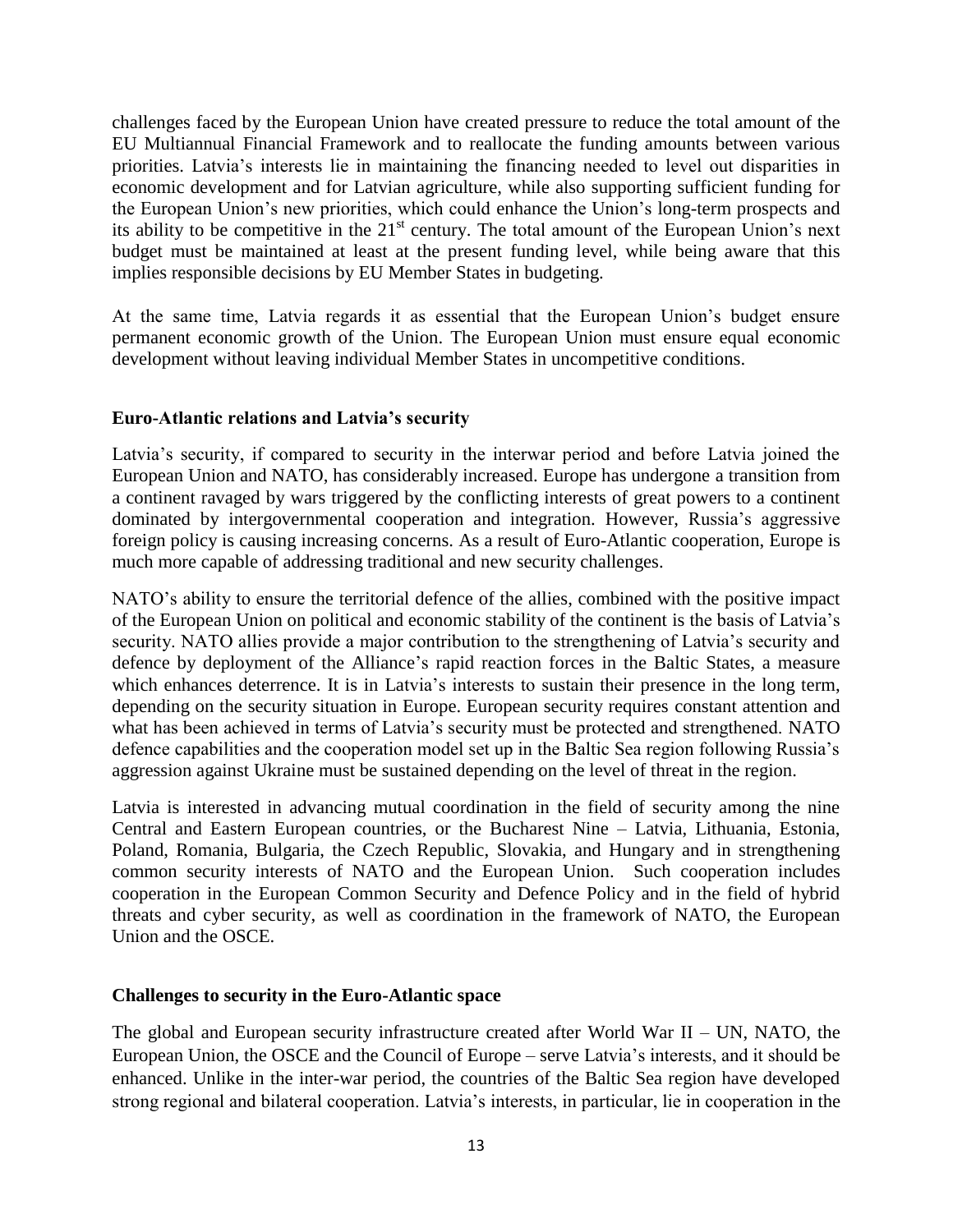challenges faced by the European Union have created pressure to reduce the total amount of the EU Multiannual Financial Framework and to reallocate the funding amounts between various priorities. Latvia's interests lie in maintaining the financing needed to level out disparities in economic development and for Latvian agriculture, while also supporting sufficient funding for the European Union's new priorities, which could enhance the Union's long-term prospects and its ability to be competitive in the 21st century. The total amount of the European Union's next budget must be maintained at least at the present funding level, while being aware that this implies responsible decisions by EU Member States in budgeting.

At the same time, Latvia regards it as essential that the European Union's budget ensure permanent economic growth of the Union. The European Union must ensure equal economic development without leaving individual Member States in uncompetitive conditions.

**Euro-Atlantic relations and Latvia's security**

Latvia's security, if compared to security in the interwar period and before Latvia joined the European Union and NATO, has considerably increased. Europe has undergone a transition from a continent ravaged by wars triggered by the conflicting interests of great powers to a continent dominated by intergovernmental cooperation and integration. However, Russia's aggressive foreign policy is causing increasing concerns. As a result of Euro-Atlantic cooperation, Europe is much more capable of addressing traditional and new security challenges.

NATO's ability to ensure the territorial defence of the allies, combined with the positive impact of the European Union on political and economic stability of the continent is the basis of Latvia's security. NATO allies provide a major contribution to the strengthening of Latvia's security and defence by deployment of the Alliance's rapid reaction forces in the Baltic States, a measure which enhances deterrence. It is in Latvia's interests to sustain their presence in the long term, depending on the security situation in Europe. European security requires constant attention and what has been achieved in terms of Latvia's security must be protected and strengthened. NATO defence capabilities and the cooperation model set up in the Baltic Sea region following Russia's aggression against Ukraine must be sustained depending on the level of threat in the region.

Latvia is interested in advancing mutual coordination in the field of security among the nine Central and Eastern European countries, or the Bucharest Nine – Latvia, Lithuania, Estonia, Poland, Romania, Bulgaria, the Czech Republic, Slovakia, and Hungary and in strengthening common security interests of NATO and the European Union. Such cooperation includes cooperation in the European Common Security and Defence Policy and in the field of hybrid threats and cyber security, as well as coordination in the framework of NATO, the European Union and the OSCE.

**Challenges to security in the Euro-Atlantic space**

The global and European security infrastructure created after World War II – UN, NATO, the European Union, the OSCE and the Council of Europe – serve Latvia's interests, and it should be enhanced. Unlike in the inter-war period, the countries of the Baltic Sea region have developed strong regional and bilateral cooperation. Latvia's interests, in particular, lie in cooperation in the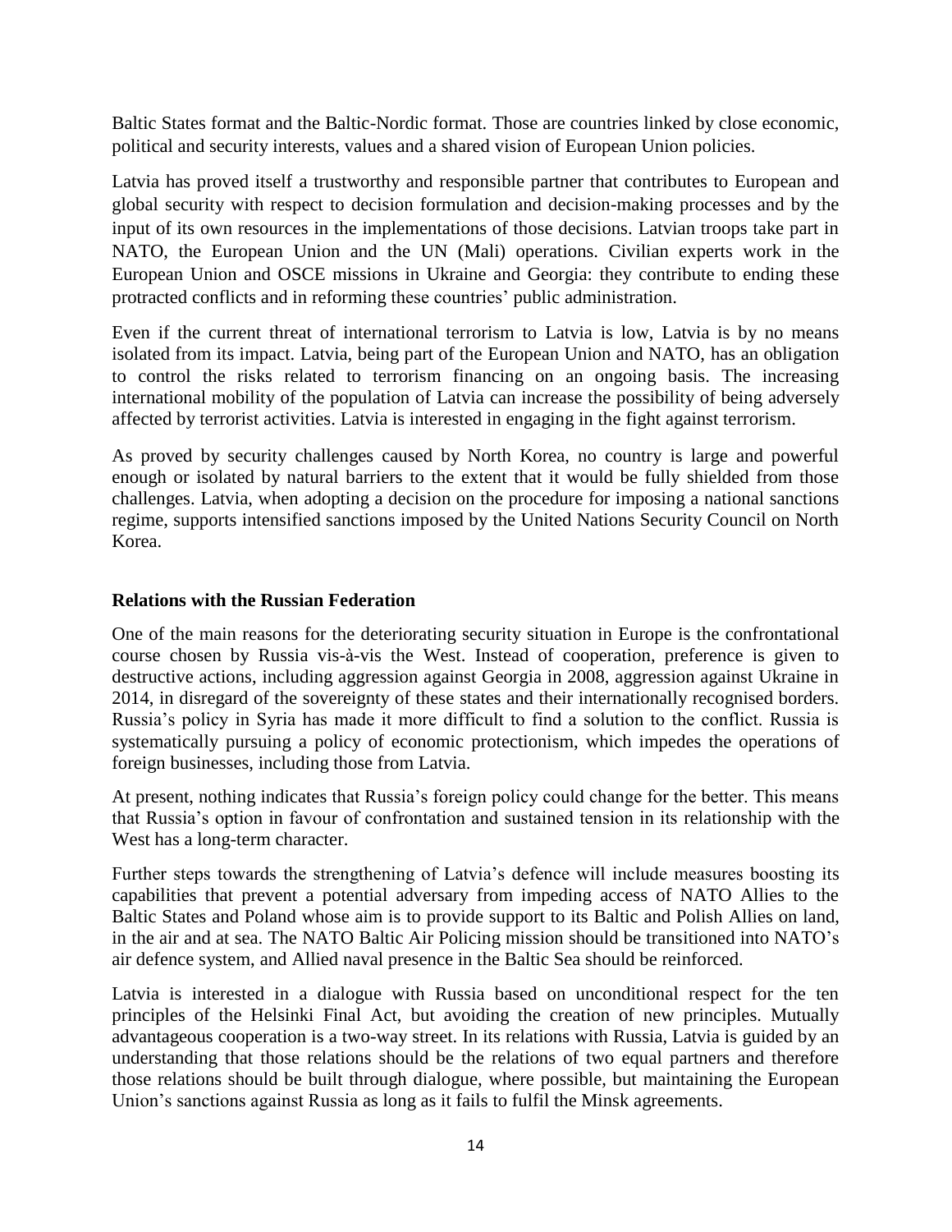Baltic States format and the Baltic-Nordic format. Those are countries linked by close economic, political and security interests, values and a shared vision of European Union policies.

Latvia has proved itself a trustworthy and responsible partner that contributes to European and global security with respect to decision formulation and decision-making processes and by the input of its own resources in the implementations of those decisions. Latvian troops take part in NATO, the European Union and the UN (Mali) operations. Civilian experts work in the European Union and OSCE missions in Ukraine and Georgia: they contribute to ending these protracted conflicts and in reforming these countries' public administration.

Even if the current threat of international terrorism to Latvia is low, Latvia is by no means isolated from its impact. Latvia, being part of the European Union and NATO, has an obligation to control the risks related to terrorism financing on an ongoing basis. The increasing international mobility of the population of Latvia can increase the possibility of being adversely affected by terrorist activities. Latvia is interested in engaging in the fight against terrorism.

As proved by security challenges caused by North Korea, no country is large and powerful enough or isolated by natural barriers to the extent that it would be fully shielded from those challenges. Latvia, when adopting a decision on the procedure for imposing a national sanctions regime, supports intensified sanctions imposed by the United Nations Security Council on North Korea.

**Relations with the Russian Federation**

One of the main reasons for the deteriorating security situation in Europe is the confrontational course chosen by Russia vis-à-vis the West. Instead of cooperation, preference is given to destructive actions, including aggression against Georgia in 2008, aggression against Ukraine in 2014, in disregard of the sovereignty of these states and their internationally recognised borders. Russia's policy in Syria has made it more difficult to find a solution to the conflict. Russia is systematically pursuing a policy of economic protectionism, which impedes the operations of foreign businesses, including those from Latvia.

At present, nothing indicates that Russia's foreign policy could change for the better. This means that Russia's option in favour of confrontation and sustained tension in its relationship with the West has a long-term character.

Further steps towards the strengthening of Latvia's defence will include measures boosting its capabilities that prevent a potential adversary from impeding access of NATO Allies to the Baltic States and Poland whose aim is to provide support to its Baltic and Polish Allies on land, in the air and at sea. The NATO Baltic Air Policing mission should be transitioned into NATO's air defence system, and Allied naval presence in the Baltic Sea should be reinforced.

Latvia is interested in a dialogue with Russia based on unconditional respect for the ten principles of the Helsinki Final Act, but avoiding the creation of new principles. Mutually advantageous cooperation is a two-way street. In its relations with Russia, Latvia is guided by an understanding that those relations should be the relations of two equal partners and therefore those relations should be built through dialogue, where possible, but maintaining the European Union's sanctions against Russia as long as it fails to fulfil the Minsk agreements.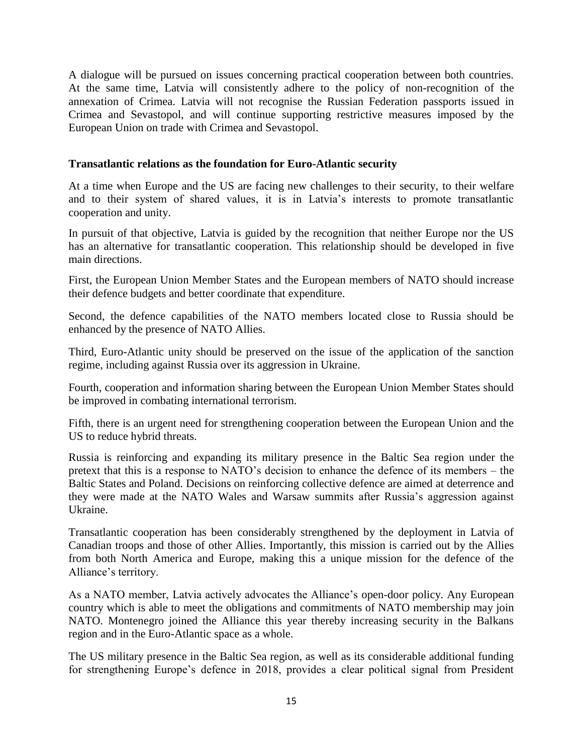A dialogue will be pursued on issues concerning practical cooperation between both countries. At the same time, Latvia will consistently adhere to the policy of non-recognition of the annexation of Crimea. Latvia will not recognise the Russian Federation passports issued in Crimea and Sevastopol, and will continue supporting restrictive measures imposed by the European Union on trade with Crimea and Sevastopol.

**Transatlantic relations as the foundation for Euro-Atlantic security**

At a time when Europe and the US are facing new challenges to their security, to their welfare and to their system of shared values, it is in Latvia's interests to promote transatlantic cooperation and unity.

In pursuit of that objective, Latvia is guided by the recognition that neither Europe nor the US has an alternative for transatlantic cooperation. This relationship should be developed in five main directions.

First, the European Union Member States and the European members of NATO should increase their defence budgets and better coordinate that expenditure.

Second, the defence capabilities of the NATO members located close to Russia should be enhanced by the presence of NATO Allies.

Third, Euro-Atlantic unity should be preserved on the issue of the application of the sanction regime, including against Russia over its aggression in Ukraine.

Fourth, cooperation and information sharing between the European Union Member States should be improved in combating international terrorism.

Fifth, there is an urgent need for strengthening cooperation between the European Union and the US to reduce hybrid threats.

Russia is reinforcing and expanding its military presence in the Baltic Sea region under the pretext that this is a response to NATO's decision to enhance the defence of its members – the Baltic States and Poland. Decisions on reinforcing collective defence are aimed at deterrence and they were made at the NATO Wales and Warsaw summits after Russia's aggression against Ukraine.

Transatlantic cooperation has been considerably strengthened by the deployment in Latvia of Canadian troops and those of other Allies. Importantly, this mission is carried out by the Allies from both North America and Europe, making this a unique mission for the defence of the Alliance's territory.

As a NATO member, Latvia actively advocates the Alliance's open-door policy. Any European country which is able to meet the obligations and commitments of NATO membership may join NATO. Montenegro joined the Alliance this year thereby increasing security in the Balkans region and in the Euro-Atlantic space as a whole.

The US military presence in the Baltic Sea region, as well as its considerable additional funding for strengthening Europe's defence in 2018, provides a clear political signal from President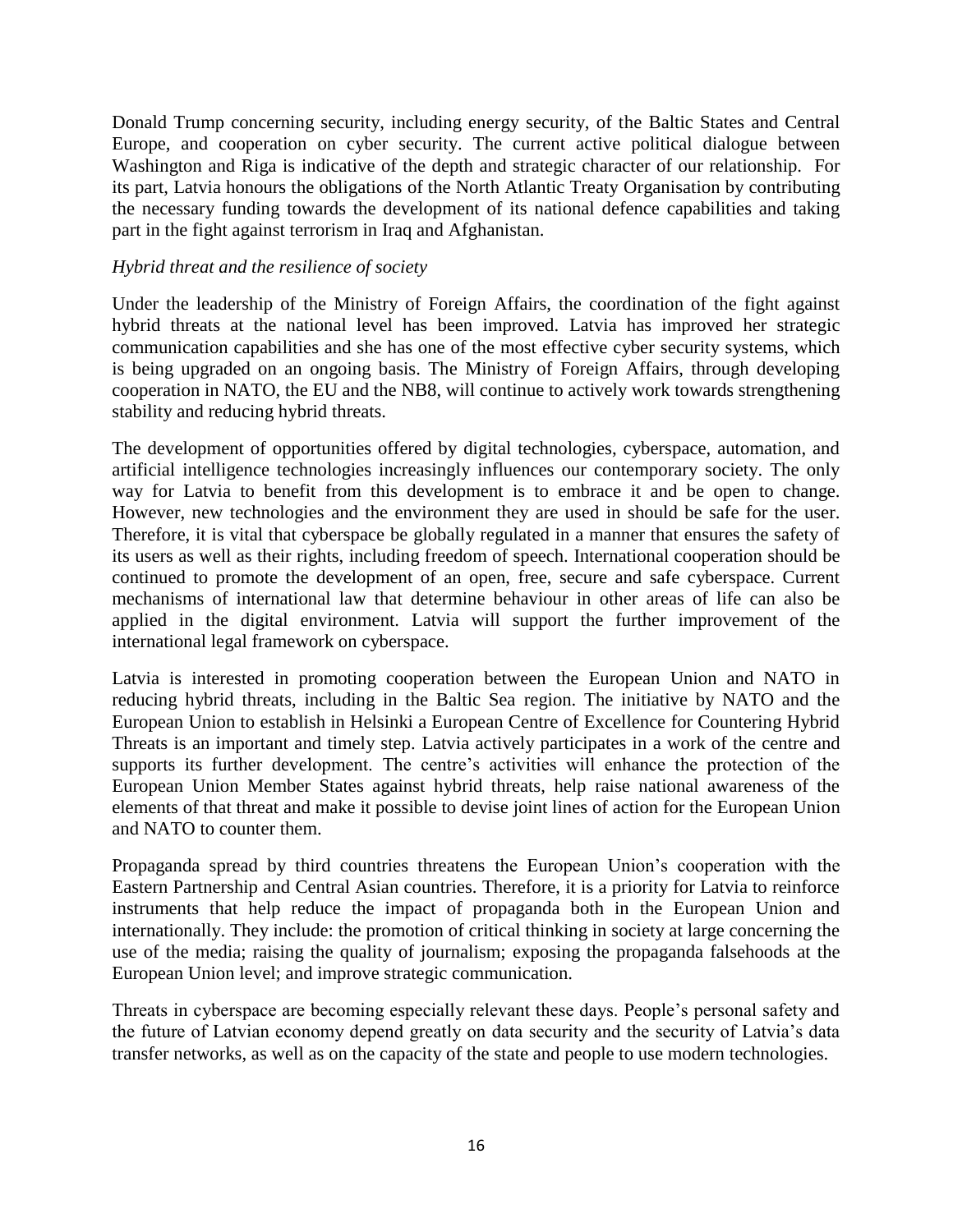Donald Trump concerning security, including energy security, of the Baltic States and Central Europe, and cooperation on cyber security. The current active political dialogue between Washington and Riga is indicative of the depth and strategic character of our relationship. For its part, Latvia honours the obligations of the North Atlantic Treaty Organisation by contributing the necessary funding towards the development of its national defence capabilities and taking part in the fight against terrorism in Iraq and Afghanistan.

*Hybrid threat and the resilience of society*

Under the leadership of the Ministry of Foreign Affairs, the coordination of the fight against hybrid threats at the national level has been improved. Latvia has improved her strategic communication capabilities and she has one of the most effective cyber security systems, which is being upgraded on an ongoing basis. The Ministry of Foreign Affairs, through developing cooperation in NATO, the EU and the NB8, will continue to actively work towards strengthening stability and reducing hybrid threats.

The development of opportunities offered by digital technologies, cyberspace, automation, and artificial intelligence technologies increasingly influences our contemporary society. The only way for Latvia to benefit from this development is to embrace it and be open to change. However, new technologies and the environment they are used in should be safe for the user. Therefore, it is vital that cyberspace be globally regulated in a manner that ensures the safety of its users as well as their rights, including freedom of speech. International cooperation should be continued to promote the development of an open, free, secure and safe cyberspace. Current mechanisms of international law that determine behaviour in other areas of life can also be applied in the digital environment. Latvia will support the further improvement of the international legal framework on cyberspace.

Latvia is interested in promoting cooperation between the European Union and NATO in reducing hybrid threats, including in the Baltic Sea region. The initiative by NATO and the European Union to establish in Helsinki a European Centre of Excellence for Countering Hybrid Threats is an important and timely step. Latvia actively participates in a work of the centre and supports its further development. The centre's activities will enhance the protection of the European Union Member States against hybrid threats, help raise national awareness of the elements of that threat and make it possible to devise joint lines of action for the European Union and NATO to counter them.

Propaganda spread by third countries threatens the European Union's cooperation with the Eastern Partnership and Central Asian countries. Therefore, it is a priority for Latvia to reinforce instruments that help reduce the impact of propaganda both in the European Union and internationally. They include: the promotion of critical thinking in society at large concerning the use of the media; raising the quality of journalism; exposing the propaganda falsehoods at the European Union level; and improve strategic communication.

Threats in cyberspace are becoming especially relevant these days. People's personal safety and the future of Latvian economy depend greatly on data security and the security of Latvia's data transfer networks, as well as on the capacity of the state and people to use modern technologies.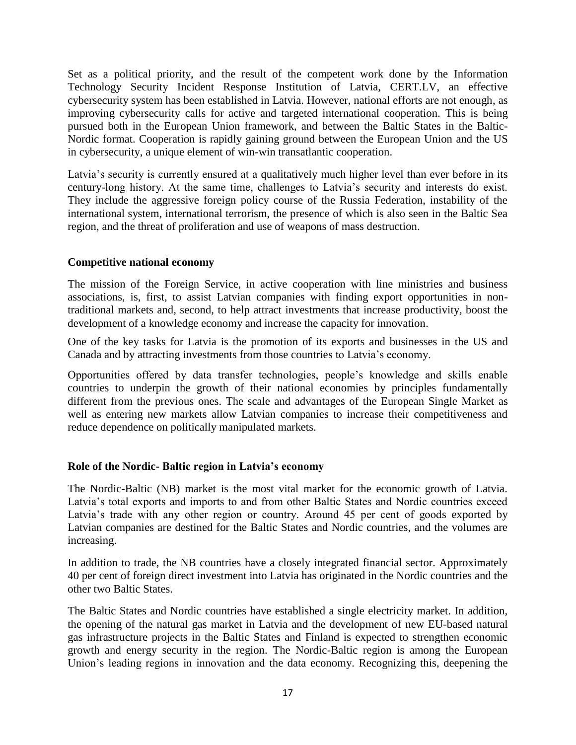Set as a political priority, and the result of the competent work done by the Information Technology Security Incident Response Institution of Latvia, CERT.LV, an effective cybersecurity system has been established in Latvia. However, national efforts are not enough, as improving cybersecurity calls for active and targeted international cooperation. This is being pursued both in the European Union framework, and between the Baltic States in the Baltic-Nordic format. Cooperation is rapidly gaining ground between the European Union and the US in cybersecurity, a unique element of win-win transatlantic cooperation.

Latvia's security is currently ensured at a qualitatively much higher level than ever before in its century-long history. At the same time, challenges to Latvia's security and interests do exist. They include the aggressive foreign policy course of the Russia Federation, instability of the international system, international terrorism, the presence of which is also seen in the Baltic Sea region, and the threat of proliferation and use of weapons of mass destruction.

**Competitive national economy**

The mission of the Foreign Service, in active cooperation with line ministries and business associations, is, first, to assist Latvian companies with finding export opportunities in non-traditional markets and, second, to help attract investments that increase productivity, boost the development of a knowledge economy and increase the capacity for innovation.

One of the key tasks for Latvia is the promotion of its exports and businesses in the US and Canada and by attracting investments from those countries to Latvia's economy.

Opportunities offered by data transfer technologies, people's knowledge and skills enable countries to underpin the growth of their national economies by principles fundamentally different from the previous ones. The scale and advantages of the European Single Market as well as entering new markets allow Latvian companies to increase their competitiveness and reduce dependence on politically manipulated markets.

**Role of the Nordic- Baltic region in Latvia's economy**

The Nordic-Baltic (NB) market is the most vital market for the economic growth of Latvia. Latvia's total exports and imports to and from other Baltic States and Nordic countries exceed Latvia's trade with any other region or country. Around 45 per cent of goods exported by Latvian companies are destined for the Baltic States and Nordic countries, and the volumes are increasing.

In addition to trade, the NB countries have a closely integrated financial sector. Approximately 40 per cent of foreign direct investment into Latvia has originated in the Nordic countries and the other two Baltic States.

The Baltic States and Nordic countries have established a single electricity market. In addition, the opening of the natural gas market in Latvia and the development of new EU-based natural gas infrastructure projects in the Baltic States and Finland is expected to strengthen economic growth and energy security in the region. The Nordic-Baltic region is among the European Union's leading regions in innovation and the data economy. Recognizing this, deepening the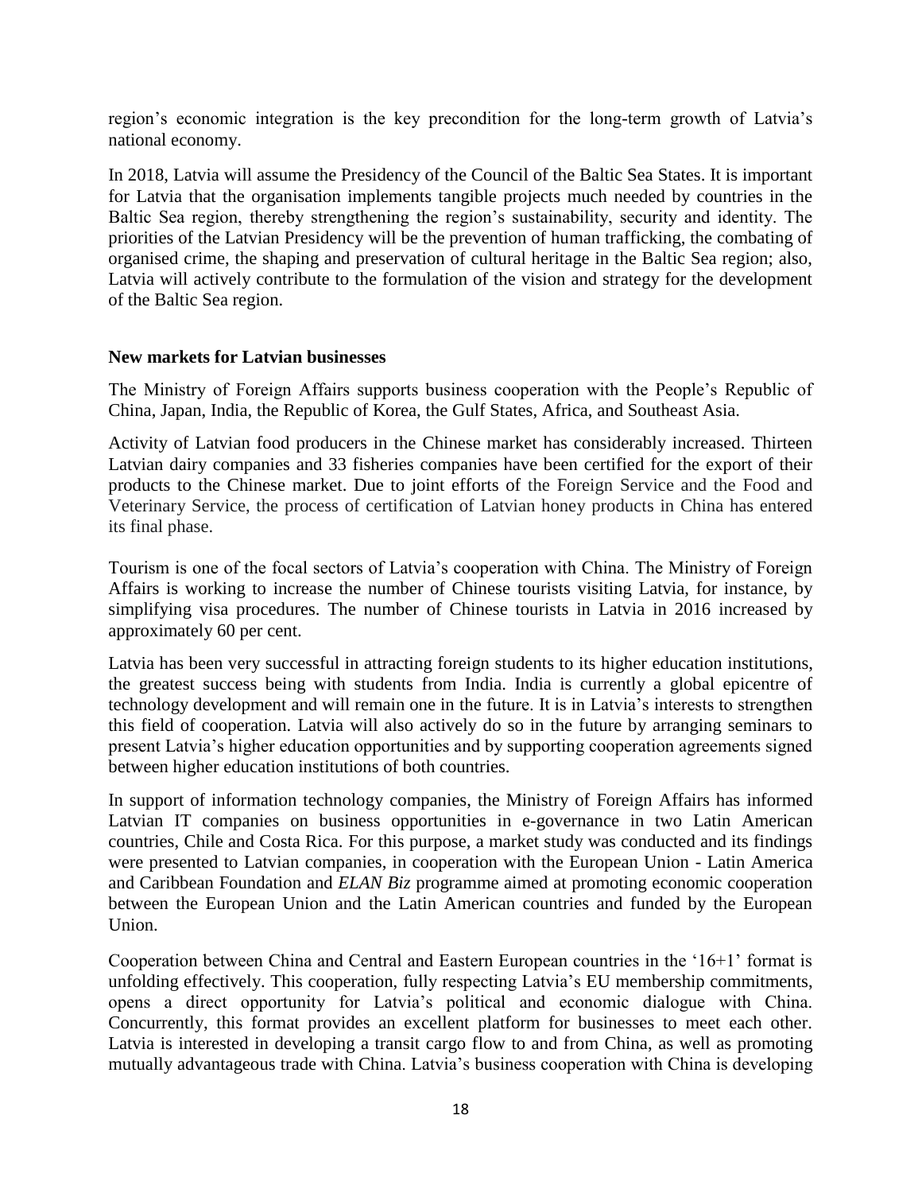region's economic integration is the key precondition for the long-term growth of Latvia's national economy.

In 2018, Latvia will assume the Presidency of the Council of the Baltic Sea States. It is important for Latvia that the organisation implements tangible projects much needed by countries in the Baltic Sea region, thereby strengthening the region's sustainability, security and identity. The priorities of the Latvian Presidency will be the prevention of human trafficking, the combating of organised crime, the shaping and preservation of cultural heritage in the Baltic Sea region; also, Latvia will actively contribute to the formulation of the vision and strategy for the development of the Baltic Sea region.

**New markets for Latvian businesses**

The Ministry of Foreign Affairs supports business cooperation with the People's Republic of China, Japan, India, the Republic of Korea, the Gulf States, Africa, and Southeast Asia.

Activity of Latvian food producers in the Chinese market has considerably increased. Thirteen Latvian dairy companies and 33 fisheries companies have been certified for the export of their products to the Chinese market. Due to joint efforts of the Foreign Service and the Food and Veterinary Service, the process of certification of Latvian honey products in China has entered its final phase.

Tourism is one of the focal sectors of Latvia's cooperation with China. The Ministry of Foreign Affairs is working to increase the number of Chinese tourists visiting Latvia, for instance, by simplifying visa procedures. The number of Chinese tourists in Latvia in 2016 increased by approximately 60 per cent.

Latvia has been very successful in attracting foreign students to its higher education institutions, the greatest success being with students from India. India is currently a global epicentre of technology development and will remain one in the future. It is in Latvia's interests to strengthen this field of cooperation. Latvia will also actively do so in the future by arranging seminars to present Latvia's higher education opportunities and by supporting cooperation agreements signed between higher education institutions of both countries.

In support of information technology companies, the Ministry of Foreign Affairs has informed Latvian IT companies on business opportunities in e-governance in two Latin American countries, Chile and Costa Rica. For this purpose, a market study was conducted and its findings were presented to Latvian companies, in cooperation with the European Union - Latin America and Caribbean Foundation and *ELAN Biz* programme aimed at promoting economic cooperation between the European Union and the Latin American countries and funded by the European Union.

Cooperation between China and Central and Eastern European countries in the '16+1' format is unfolding effectively. This cooperation, fully respecting Latvia's EU membership commitments, opens a direct opportunity for Latvia's political and economic dialogue with China. Concurrently, this format provides an excellent platform for businesses to meet each other. Latvia is interested in developing a transit cargo flow to and from China, as well as promoting mutually advantageous trade with China. Latvia's business cooperation with China is developing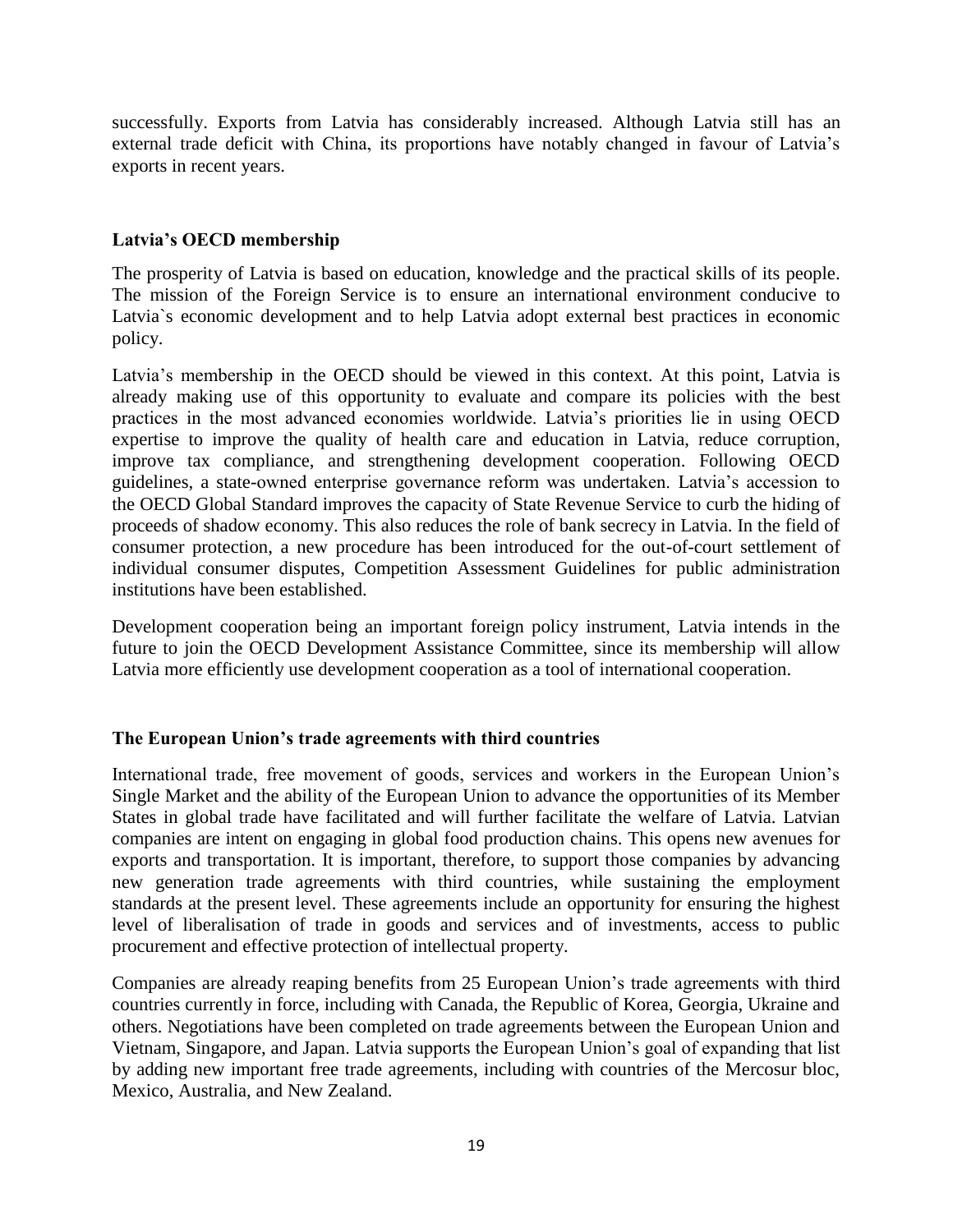successfully. Exports from Latvia has considerably increased. Although Latvia still has an external trade deficit with China, its proportions have notably changed in favour of Latvia's exports in recent years.

## Latvia's OECD membership

The prosperity of Latvia is based on education, knowledge and the practical skills of its people. The mission of the Foreign Service is to ensure an international environment conducive to Latvia`s economic development and to help Latvia adopt external best practices in economic policy.

Latvia's membership in the OECD should be viewed in this context. At this point, Latvia is already making use of this opportunity to evaluate and compare its policies with the best practices in the most advanced economies worldwide. Latvia's priorities lie in using OECD expertise to improve the quality of health care and education in Latvia, reduce corruption, improve tax compliance, and strengthening development cooperation. Following OECD guidelines, a state-owned enterprise governance reform was undertaken. Latvia's accession to the OECD Global Standard improves the capacity of State Revenue Service to curb the hiding of proceeds of shadow economy. This also reduces the role of bank secrecy in Latvia. In the field of consumer protection, a new procedure has been introduced for the out-of-court settlement of individual consumer disputes, Competition Assessment Guidelines for public administration institutions have been established.

Development cooperation being an important foreign policy instrument, Latvia intends in the future to join the OECD Development Assistance Committee, since its membership will allow Latvia more efficiently use development cooperation as a tool of international cooperation.

## The European Union's trade agreements with third countries

International trade, free movement of goods, services and workers in the European Union's Single Market and the ability of the European Union to advance the opportunities of its Member States in global trade have facilitated and will further facilitate the welfare of Latvia. Latvian companies are intent on engaging in global food production chains. This opens new avenues for exports and transportation. It is important, therefore, to support those companies by advancing new generation trade agreements with third countries, while sustaining the employment standards at the present level. These agreements include an opportunity for ensuring the highest level of liberalisation of trade in goods and services and of investments, access to public procurement and effective protection of intellectual property.

Companies are already reaping benefits from 25 European Union's trade agreements with third countries currently in force, including with Canada, the Republic of Korea, Georgia, Ukraine and others. Negotiations have been completed on trade agreements between the European Union and Vietnam, Singapore, and Japan. Latvia supports the European Union's goal of expanding that list by adding new important free trade agreements, including with countries of the Mercosur bloc, Mexico, Australia, and New Zealand.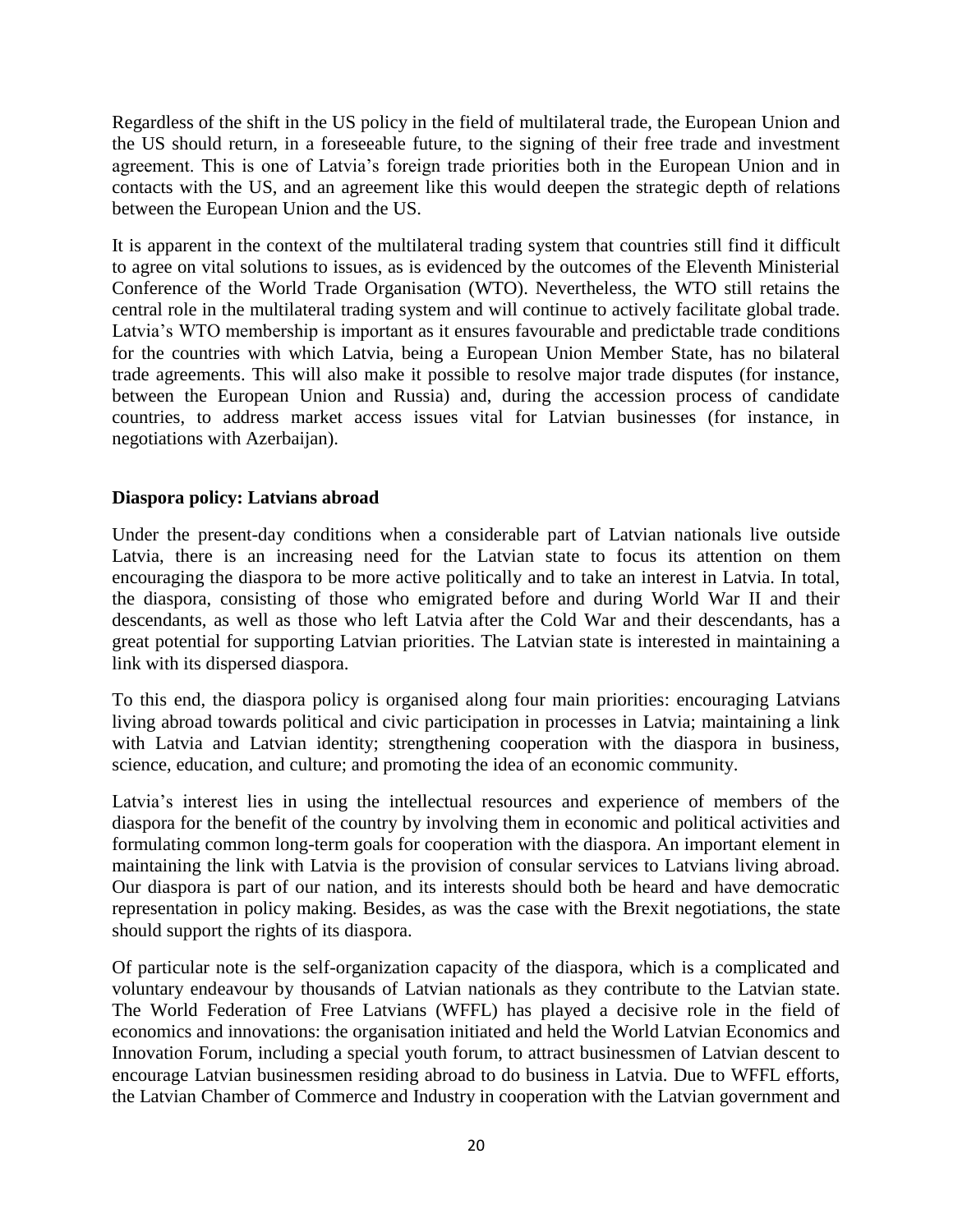Regardless of the shift in the US policy in the field of multilateral trade, the European Union and the US should return, in a foreseeable future, to the signing of their free trade and investment agreement. This is one of Latvia's foreign trade priorities both in the European Union and in contacts with the US, and an agreement like this would deepen the strategic depth of relations between the European Union and the US.

It is apparent in the context of the multilateral trading system that countries still find it difficult to agree on vital solutions to issues, as is evidenced by the outcomes of the Eleventh Ministerial Conference of the World Trade Organisation (WTO). Nevertheless, the WTO still retains the central role in the multilateral trading system and will continue to actively facilitate global trade. Latvia's WTO membership is important as it ensures favourable and predictable trade conditions for the countries with which Latvia, being a European Union Member State, has no bilateral trade agreements. This will also make it possible to resolve major trade disputes (for instance, between the European Union and Russia) and, during the accession process of candidate countries, to address market access issues vital for Latvian businesses (for instance, in negotiations with Azerbaijan).

**Diaspora policy: Latvians abroad**

Under the present-day conditions when a considerable part of Latvian nationals live outside Latvia, there is an increasing need for the Latvian state to focus its attention on them encouraging the diaspora to be more active politically and to take an interest in Latvia. In total, the diaspora, consisting of those who emigrated before and during World War II and their descendants, as well as those who left Latvia after the Cold War and their descendants, has a great potential for supporting Latvian priorities. The Latvian state is interested in maintaining a link with its dispersed diaspora.

To this end, the diaspora policy is organised along four main priorities: encouraging Latvians living abroad towards political and civic participation in processes in Latvia; maintaining a link with Latvia and Latvian identity; strengthening cooperation with the diaspora in business, science, education, and culture; and promoting the idea of an economic community.

Latvia's interest lies in using the intellectual resources and experience of members of the diaspora for the benefit of the country by involving them in economic and political activities and formulating common long-term goals for cooperation with the diaspora. An important element in maintaining the link with Latvia is the provision of consular services to Latvians living abroad. Our diaspora is part of our nation, and its interests should both be heard and have democratic representation in policy making. Besides, as was the case with the Brexit negotiations, the state should support the rights of its diaspora.

Of particular note is the self-organization capacity of the diaspora, which is a complicated and voluntary endeavour by thousands of Latvian nationals as they contribute to the Latvian state. The World Federation of Free Latvians (WFFL) has played a decisive role in the field of economics and innovations: the organisation initiated and held the World Latvian Economics and Innovation Forum, including a special youth forum, to attract businessmen of Latvian descent to encourage Latvian businessmen residing abroad to do business in Latvia. Due to WFFL efforts, the Latvian Chamber of Commerce and Industry in cooperation with the Latvian government and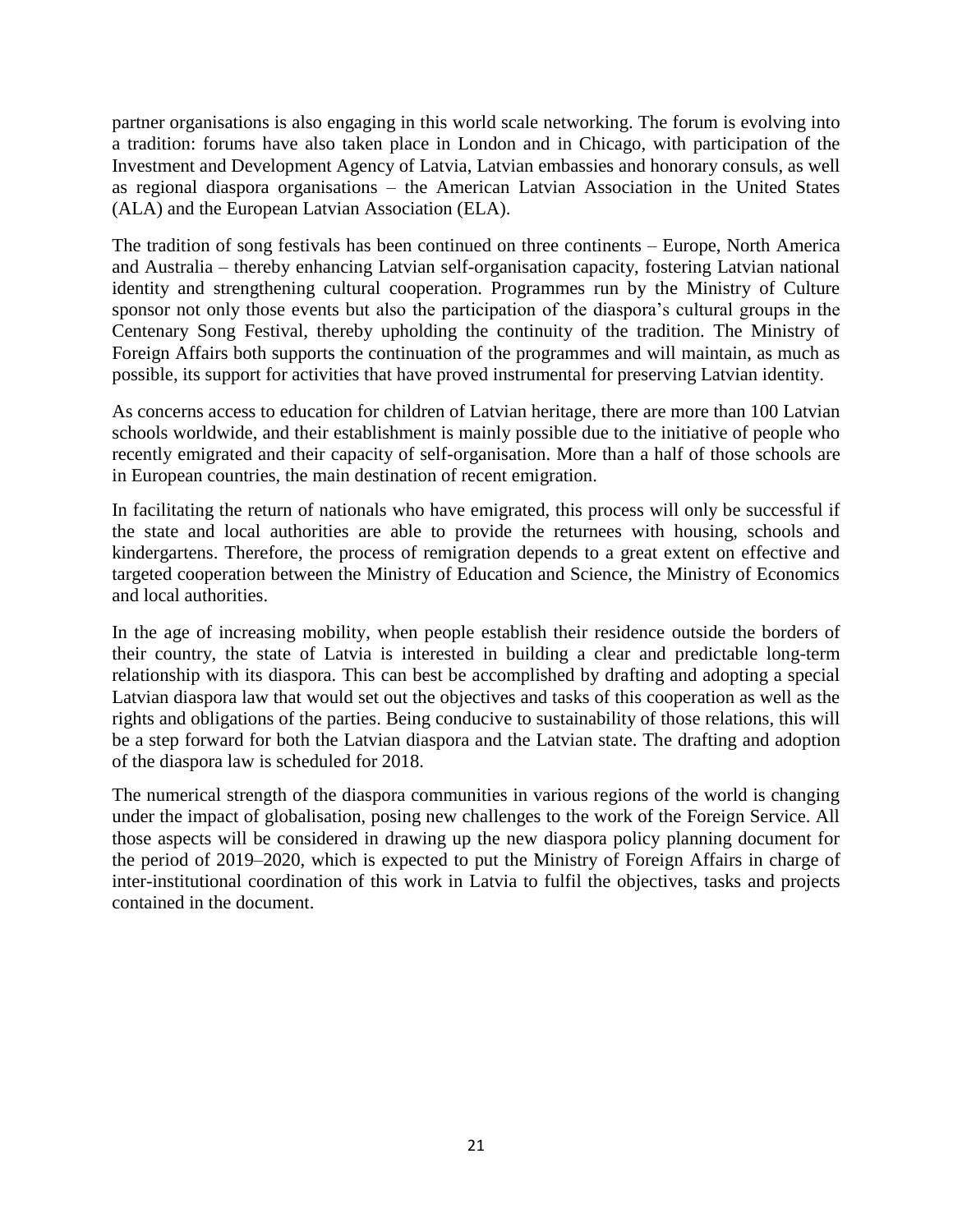partner organisations is also engaging in this world scale networking. The forum is evolving into a tradition: forums have also taken place in London and in Chicago, with participation of the Investment and Development Agency of Latvia, Latvian embassies and honorary consuls, as well as regional diaspora organisations – the American Latvian Association in the United States (ALA) and the European Latvian Association (ELA).

The tradition of song festivals has been continued on three continents – Europe, North America and Australia – thereby enhancing Latvian self-organisation capacity, fostering Latvian national identity and strengthening cultural cooperation. Programmes run by the Ministry of Culture sponsor not only those events but also the participation of the diaspora's cultural groups in the Centenary Song Festival, thereby upholding the continuity of the tradition. The Ministry of Foreign Affairs both supports the continuation of the programmes and will maintain, as much as possible, its support for activities that have proved instrumental for preserving Latvian identity.

As concerns access to education for children of Latvian heritage, there are more than 100 Latvian schools worldwide, and their establishment is mainly possible due to the initiative of people who recently emigrated and their capacity of self-organisation. More than a half of those schools are in European countries, the main destination of recent emigration.

In facilitating the return of nationals who have emigrated, this process will only be successful if the state and local authorities are able to provide the returnees with housing, schools and kindergartens. Therefore, the process of remigration depends to a great extent on effective and targeted cooperation between the Ministry of Education and Science, the Ministry of Economics and local authorities.

In the age of increasing mobility, when people establish their residence outside the borders of their country, the state of Latvia is interested in building a clear and predictable long-term relationship with its diaspora. This can best be accomplished by drafting and adopting a special Latvian diaspora law that would set out the objectives and tasks of this cooperation as well as the rights and obligations of the parties. Being conducive to sustainability of those relations, this will be a step forward for both the Latvian diaspora and the Latvian state. The drafting and adoption of the diaspora law is scheduled for 2018.

The numerical strength of the diaspora communities in various regions of the world is changing under the impact of globalisation, posing new challenges to the work of the Foreign Service. All those aspects will be considered in drawing up the new diaspora policy planning document for the period of 2019–2020, which is expected to put the Ministry of Foreign Affairs in charge of inter-institutional coordination of this work in Latvia to fulfil the objectives, tasks and projects contained in the document.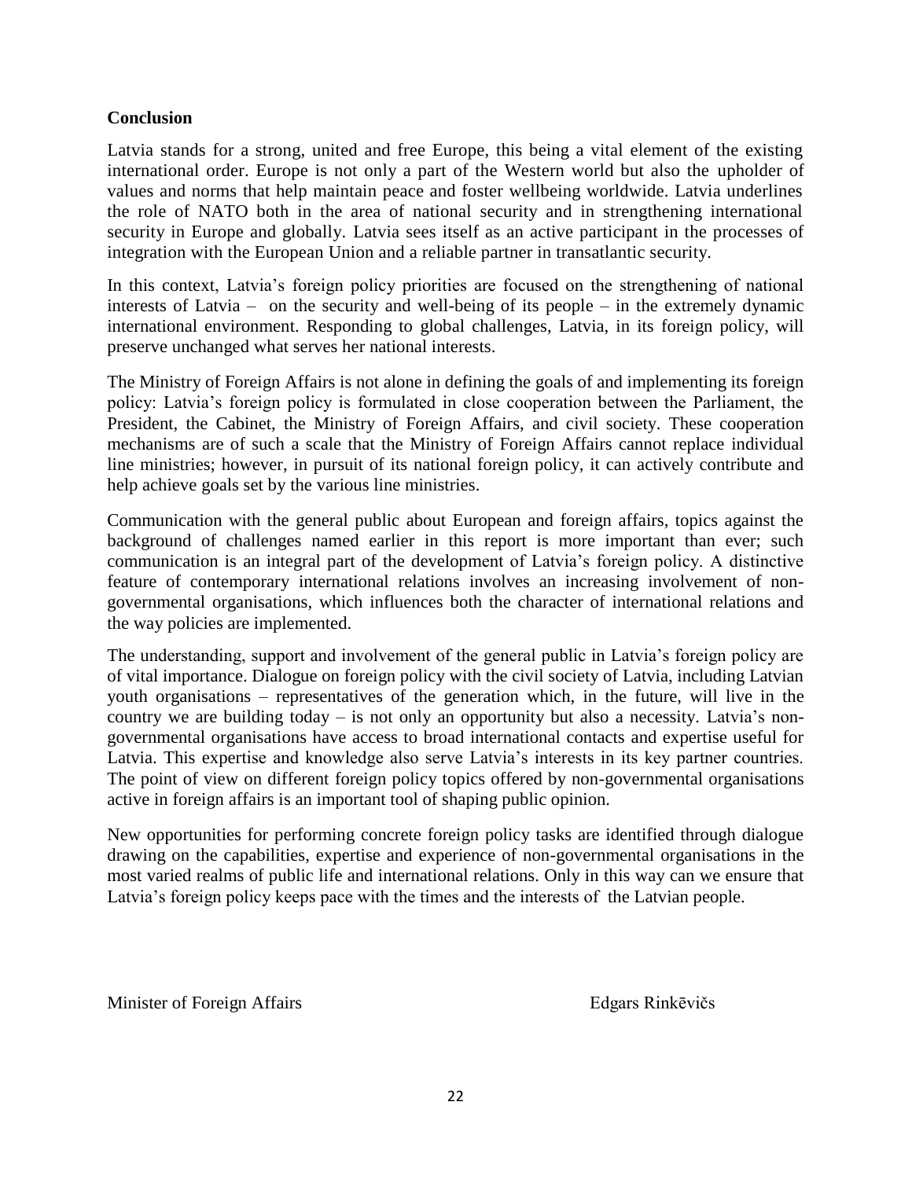**Conclusion**

Latvia stands for a strong, united and free Europe, this being a vital element of the existing international order. Europe is not only a part of the Western world but also the upholder of values and norms that help maintain peace and foster wellbeing worldwide. Latvia underlines the role of NATO both in the area of national security and in strengthening international security in Europe and globally. Latvia sees itself as an active participant in the processes of integration with the European Union and a reliable partner in transatlantic security.

In this context, Latvia's foreign policy priorities are focused on the strengthening of national interests of Latvia – on the security and well-being of its people – in the extremely dynamic international environment. Responding to global challenges, Latvia, in its foreign policy, will preserve unchanged what serves her national interests.

The Ministry of Foreign Affairs is not alone in defining the goals of and implementing its foreign policy: Latvia's foreign policy is formulated in close cooperation between the Parliament, the President, the Cabinet, the Ministry of Foreign Affairs, and civil society. These cooperation mechanisms are of such a scale that the Ministry of Foreign Affairs cannot replace individual line ministries; however, in pursuit of its national foreign policy, it can actively contribute and help achieve goals set by the various line ministries.

Communication with the general public about European and foreign affairs, topics against the background of challenges named earlier in this report is more important than ever; such communication is an integral part of the development of Latvia's foreign policy. A distinctive feature of contemporary international relations involves an increasing involvement of non-governmental organisations, which influences both the character of international relations and the way policies are implemented.

The understanding, support and involvement of the general public in Latvia's foreign policy are of vital importance. Dialogue on foreign policy with the civil society of Latvia, including Latvian youth organisations – representatives of the generation which, in the future, will live in the country we are building today – is not only an opportunity but also a necessity. Latvia's non-governmental organisations have access to broad international contacts and expertise useful for Latvia. This expertise and knowledge also serve Latvia's interests in its key partner countries. The point of view on different foreign policy topics offered by non-governmental organisations active in foreign affairs is an important tool of shaping public opinion.

New opportunities for performing concrete foreign policy tasks are identified through dialogue drawing on the capabilities, expertise and experience of non-governmental organisations in the most varied realms of public life and international relations. Only in this way can we ensure that Latvia's foreign policy keeps pace with the times and the interests of the Latvian people.

Minister of Foreign Affairs Edgars Rinkēvičs